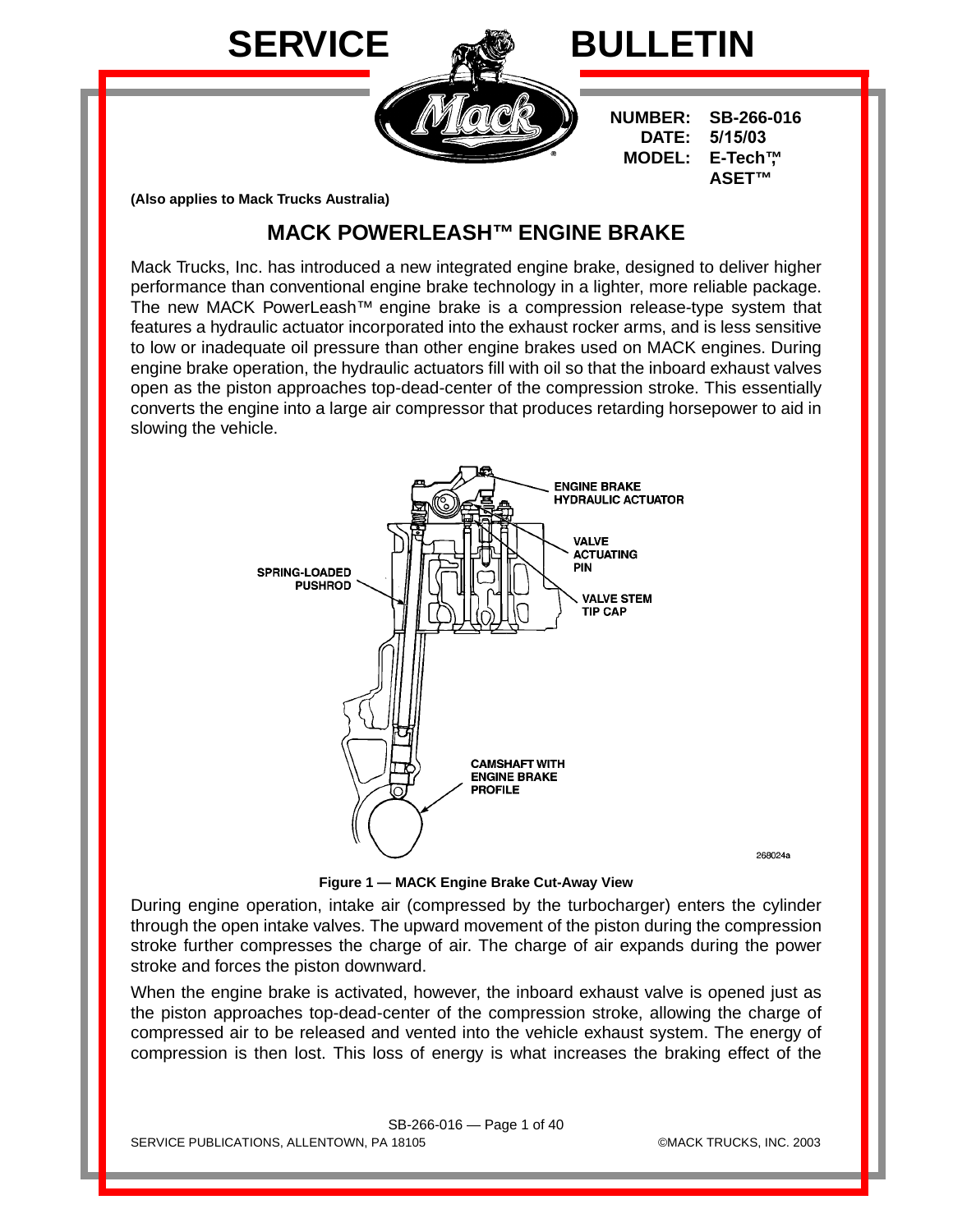# SERVICE BULLETIN

**NUMBER:** SB-266-016
**DATE:** 5/15/03
**MODEL:** E-Tech™, ASET™

**(Also applies to Mack Trucks Australia)**

## MACK POWERLEASH™ ENGINE BRAKE

Mack Trucks, Inc. has introduced a new integrated engine brake, designed to deliver higher performance than conventional engine brake technology in a lighter, more reliable package. The new MACK PowerLeash™ engine brake is a compression release-type system that features a hydraulic actuator incorporated into the exhaust rocker arms, and is less sensitive to low or inadequate oil pressure than other engine brakes used on MACK engines. During engine brake operation, the hydraulic actuators fill with oil so that the inboard exhaust valves open as the piston approaches top-dead-center of the compression stroke. This essentially converts the engine into a large air compressor that produces retarding horsepower to aid in slowing the vehicle.

ENGINE BRAKE HYDRAULIC ACTUATOR

VALVE ACTUATING PIN

SPRING-LOADED PUSHROD

VALVE STEM TIP CAP

CAMSHAFT WITH ENGINE BRAKE PROFILE

268024a

**Figure 1 — MACK Engine Brake Cut-Away View**

During engine operation, intake air (compressed by the turbocharger) enters the cylinder through the open intake valves. The upward movement of the piston during the compression stroke further compresses the charge of air. The charge of air expands during the power stroke and forces the piston downward.

When the engine brake is activated, however, the inboard exhaust valve is opened just as the piston approaches top-dead-center of the compression stroke, allowing the charge of compressed air to be released and vented into the vehicle exhaust system. The energy of compression is then lost. This loss of energy is what increases the braking effect of the

SERVICE PUBLICATIONS, ALLENTOWN, PA 18105 ©MACK TRUCKS, INC. 2003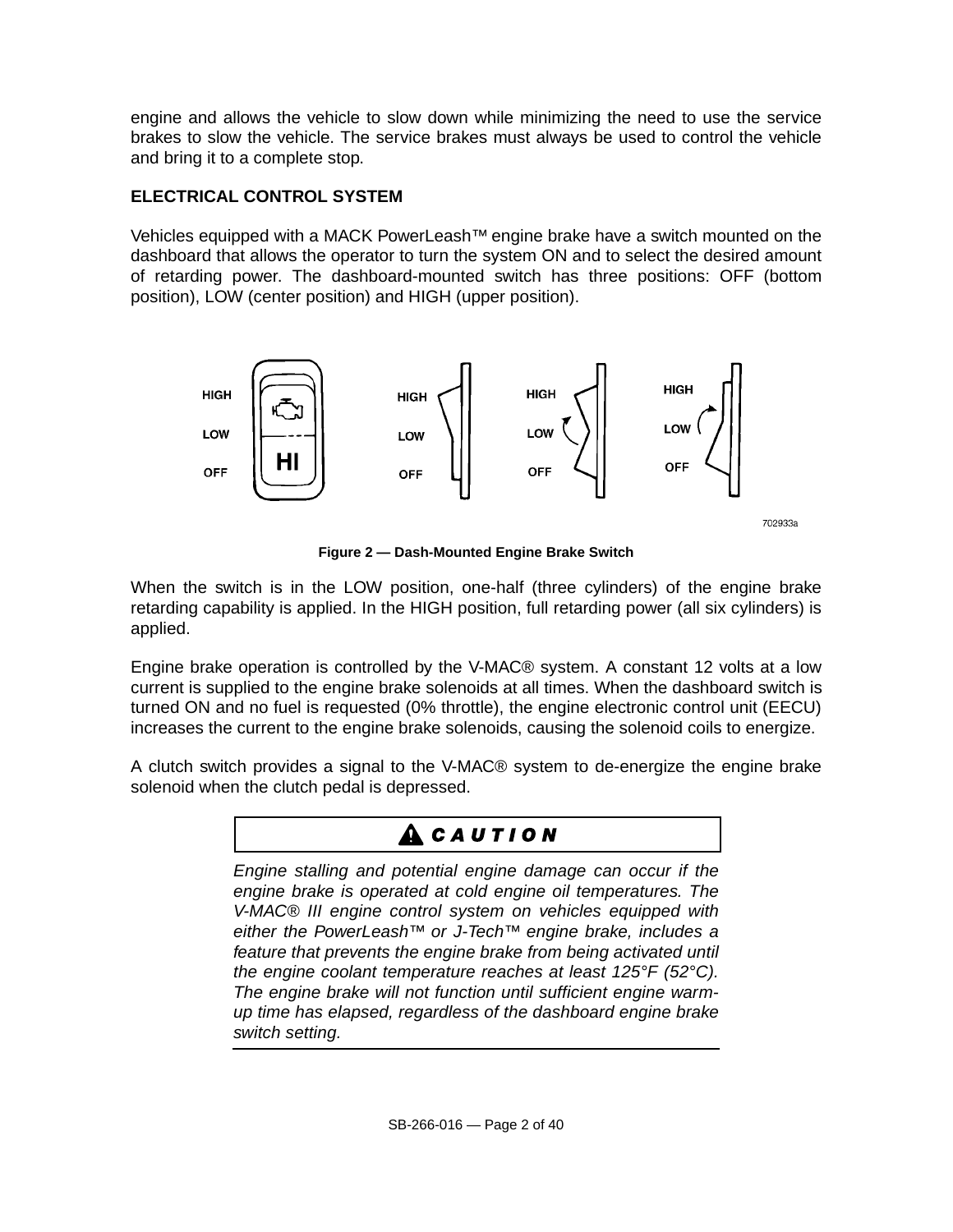engine and allows the vehicle to slow down while minimizing the need to use the service brakes to slow the vehicle. The service brakes must always be used to control the vehicle and bring it to a complete stop.

## ELECTRICAL CONTROL SYSTEM

Vehicles equipped with a MACK PowerLeash™ engine brake have a switch mounted on the dashboard that allows the operator to turn the system ON and to select the desired amount of retarding power. The dashboard-mounted switch has three positions: OFF (bottom position), LOW (center position) and HIGH (upper position).

**Figure 2 — Dash-Mounted Engine Brake Switch**

When the switch is in the LOW position, one-half (three cylinders) of the engine brake retarding capability is applied. In the HIGH position, full retarding power (all six cylinders) is applied.

Engine brake operation is controlled by the V-MAC® system. A constant 12 volts at a low current is supplied to the engine brake solenoids at all times. When the dashboard switch is turned ON and no fuel is requested (0% throttle), the engine electronic control unit (EECU) increases the current to the engine brake solenoids, causing the solenoid coils to energize.

A clutch switch provides a signal to the V-MAC® system to de-energize the engine brake solenoid when the clutch pedal is depressed.

**⚠ CAUTION**

*Engine stalling and potential engine damage can occur if the engine brake is operated at cold engine oil temperatures. The V-MAC® III engine control system on vehicles equipped with either the PowerLeash™ or J-Tech™ engine brake, includes a feature that prevents the engine brake from being activated until the engine coolant temperature reaches at least 125°F (52°C). The engine brake will not function until sufficient engine warm-up time has elapsed, regardless of the dashboard engine brake switch setting.*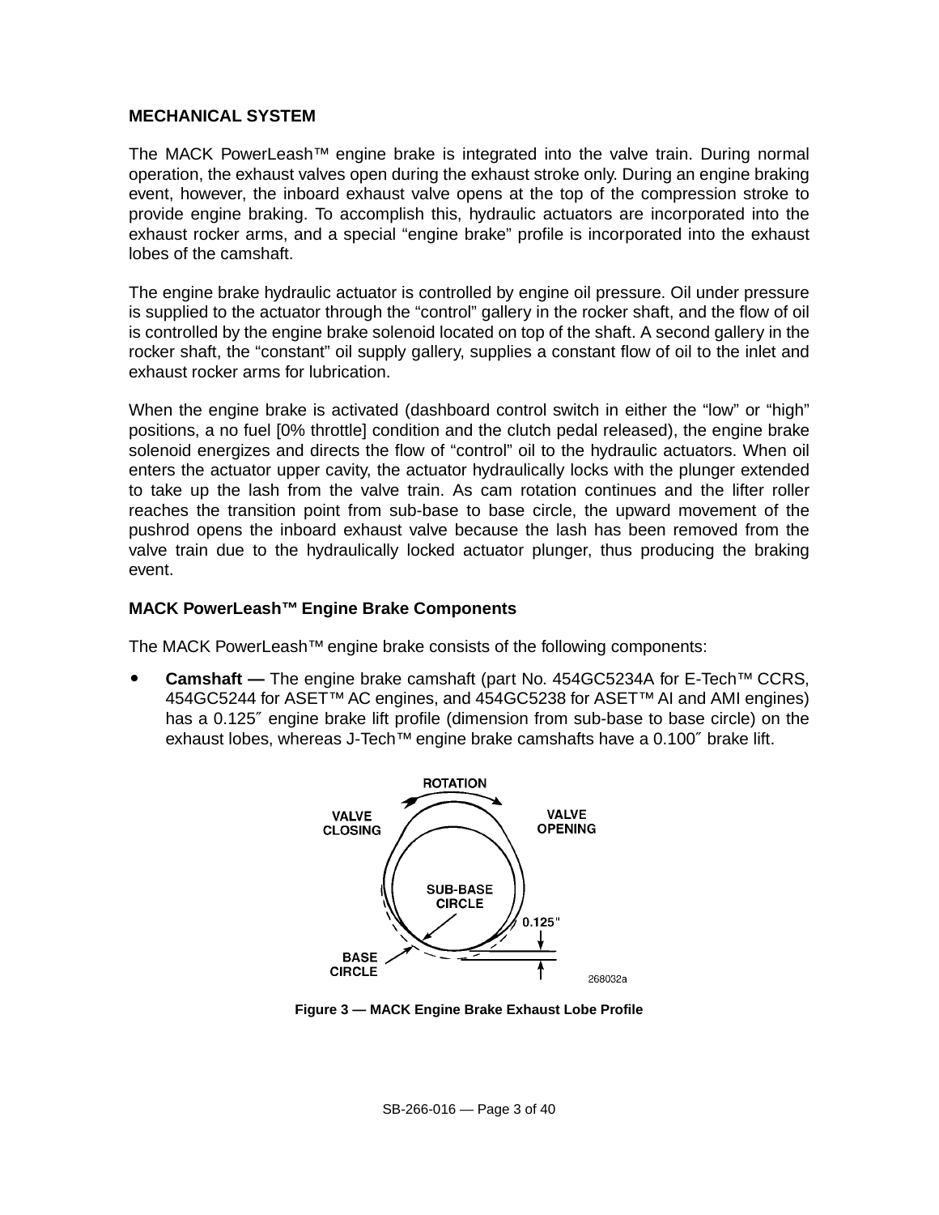## MECHANICAL SYSTEM

The MACK PowerLeash™ engine brake is integrated into the valve train. During normal operation, the exhaust valves open during the exhaust stroke only. During an engine braking event, however, the inboard exhaust valve opens at the top of the compression stroke to provide engine braking. To accomplish this, hydraulic actuators are incorporated into the exhaust rocker arms, and a special "engine brake" profile is incorporated into the exhaust lobes of the camshaft.

The engine brake hydraulic actuator is controlled by engine oil pressure. Oil under pressure is supplied to the actuator through the "control" gallery in the rocker shaft, and the flow of oil is controlled by the engine brake solenoid located on top of the shaft. A second gallery in the rocker shaft, the "constant" oil supply gallery, supplies a constant flow of oil to the inlet and exhaust rocker arms for lubrication.

When the engine brake is activated (dashboard control switch in either the "low" or "high" positions, a no fuel [0% throttle] condition and the clutch pedal released), the engine brake solenoid energizes and directs the flow of "control" oil to the hydraulic actuators. When oil enters the actuator upper cavity, the actuator hydraulically locks with the plunger extended to take up the lash from the valve train. As cam rotation continues and the lifter roller reaches the transition point from sub-base to base circle, the upward movement of the pushrod opens the inboard exhaust valve because the lash has been removed from the valve train due to the hydraulically locked actuator plunger, thus producing the braking event.

### MACK PowerLeash™ Engine Brake Components

The MACK PowerLeash™ engine brake consists of the following components:

- **Camshaft —** The engine brake camshaft (part No. 454GC5234A for E-Tech™ CCRS, 454GC5244 for ASET™ AC engines, and 454GC5238 for ASET™ AI and AMI engines) has a 0.125″ engine brake lift profile (dimension from sub-base to base circle) on the exhaust lobes, whereas J-Tech™ engine brake camshafts have a 0.100″ brake lift.

ROTATION
VALVE CLOSING
VALVE OPENING
SUB-BASE CIRCLE
0.125"
BASE CIRCLE
268032a

**Figure 3 — MACK Engine Brake Exhaust Lobe Profile**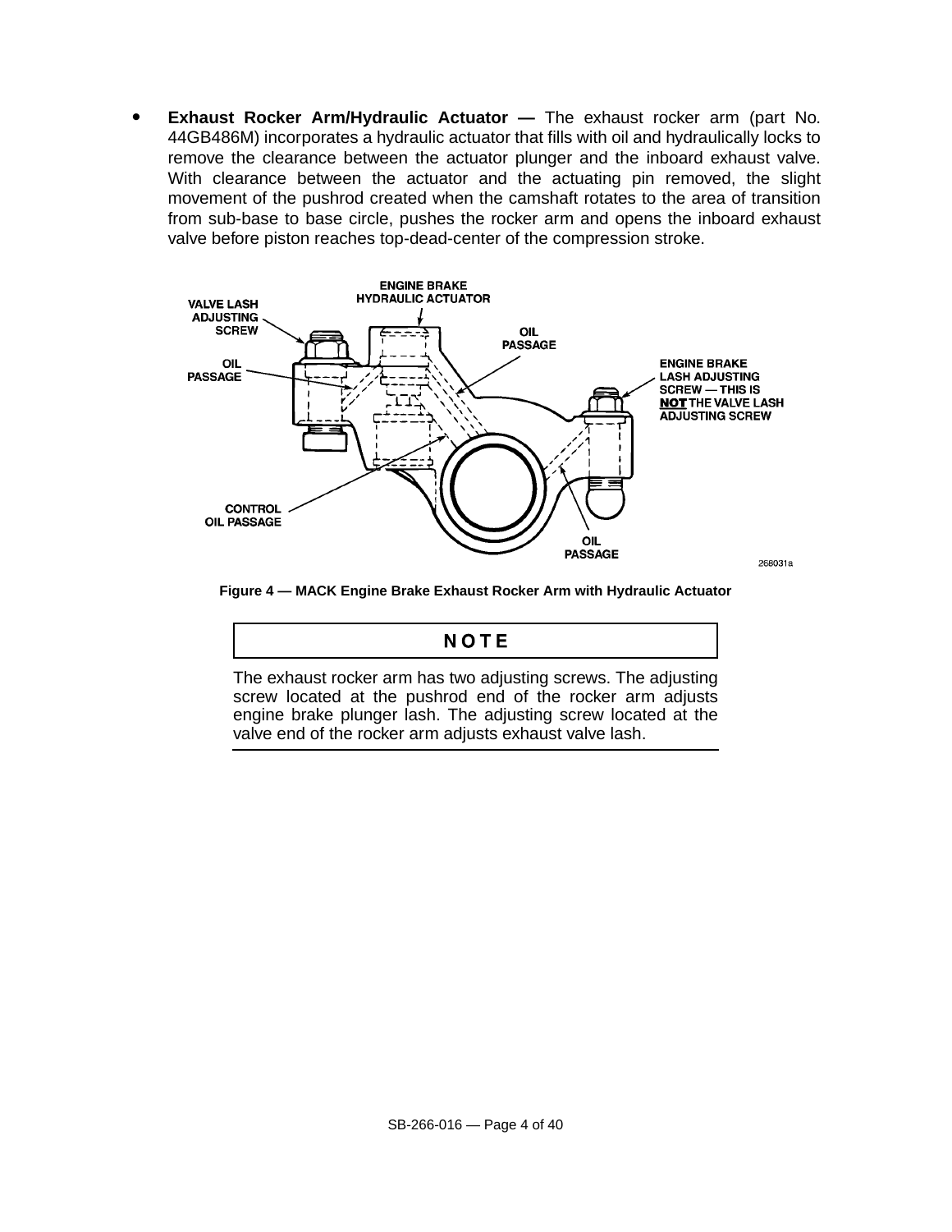- **Exhaust Rocker Arm/Hydraulic Actuator —** The exhaust rocker arm (part No. 44GB486M) incorporates a hydraulic actuator that fills with oil and hydraulically locks to remove the clearance between the actuator plunger and the inboard exhaust valve. With clearance between the actuator and the actuating pin removed, the slight movement of the pushrod created when the camshaft rotates to the area of transition from sub-base to base circle, pushes the rocker arm and opens the inboard exhaust valve before piston reaches top-dead-center of the compression stroke.

**Figure 4 — MACK Engine Brake Exhaust Rocker Arm with Hydraulic Actuator**

**NOTE**

The exhaust rocker arm has two adjusting screws. The adjusting screw located at the pushrod end of the rocker arm adjusts engine brake plunger lash. The adjusting screw located at the valve end of the rocker arm adjusts exhaust valve lash.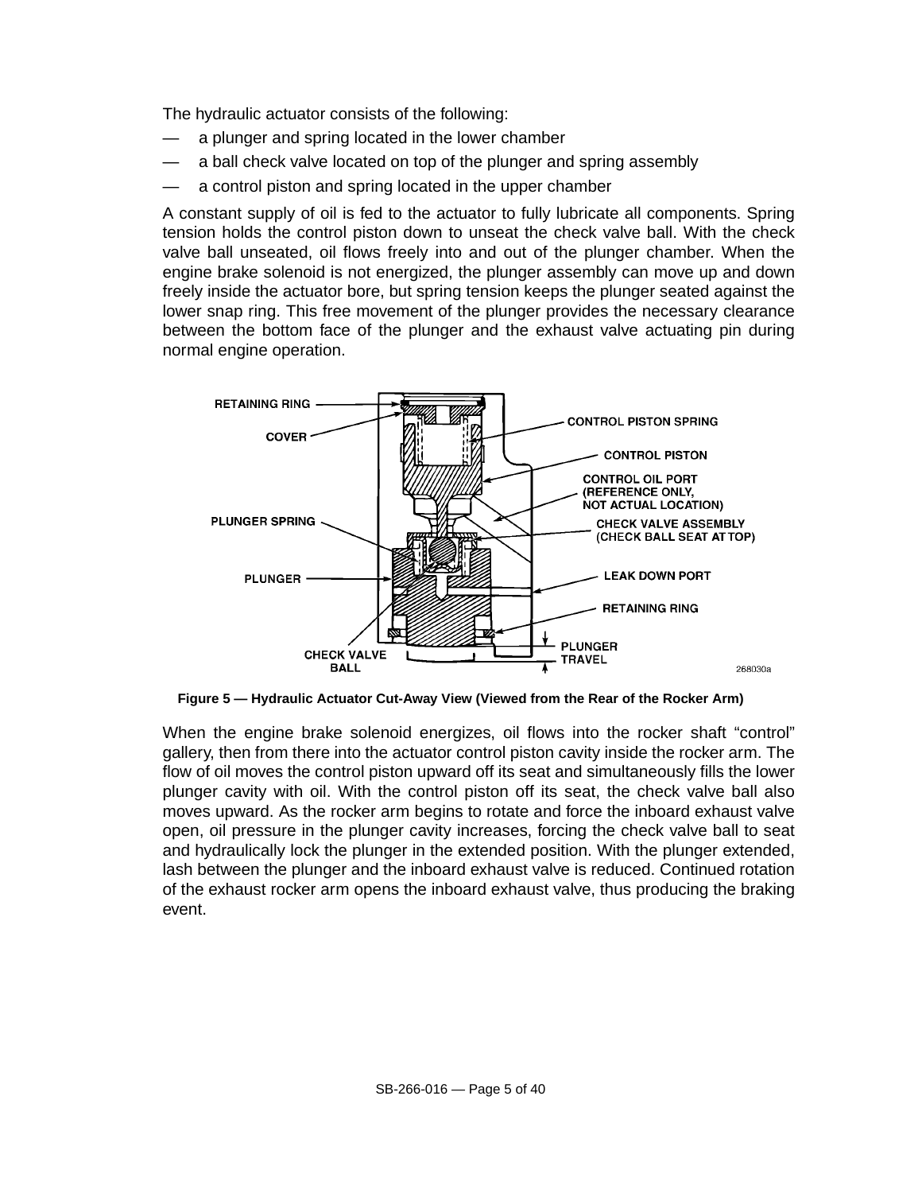The hydraulic actuator consists of the following:

- a plunger and spring located in the lower chamber
- a ball check valve located on top of the plunger and spring assembly
- a control piston and spring located in the upper chamber

A constant supply of oil is fed to the actuator to fully lubricate all components. Spring tension holds the control piston down to unseat the check valve ball. With the check valve ball unseated, oil flows freely into and out of the plunger chamber. When the engine brake solenoid is not energized, the plunger assembly can move up and down freely inside the actuator bore, but spring tension keeps the plunger seated against the lower snap ring. This free movement of the plunger provides the necessary clearance between the bottom face of the plunger and the exhaust valve actuating pin during normal engine operation.

**Figure 5 — Hydraulic Actuator Cut-Away View (Viewed from the Rear of the Rocker Arm)**

When the engine brake solenoid energizes, oil flows into the rocker shaft "control" gallery, then from there into the actuator control piston cavity inside the rocker arm. The flow of oil moves the control piston upward off its seat and simultaneously fills the lower plunger cavity with oil. With the control piston off its seat, the check valve ball also moves upward. As the rocker arm begins to rotate and force the inboard exhaust valve open, oil pressure in the plunger cavity increases, forcing the check valve ball to seat and hydraulically lock the plunger in the extended position. With the plunger extended, lash between the plunger and the inboard exhaust valve is reduced. Continued rotation of the exhaust rocker arm opens the inboard exhaust valve, thus producing the braking event.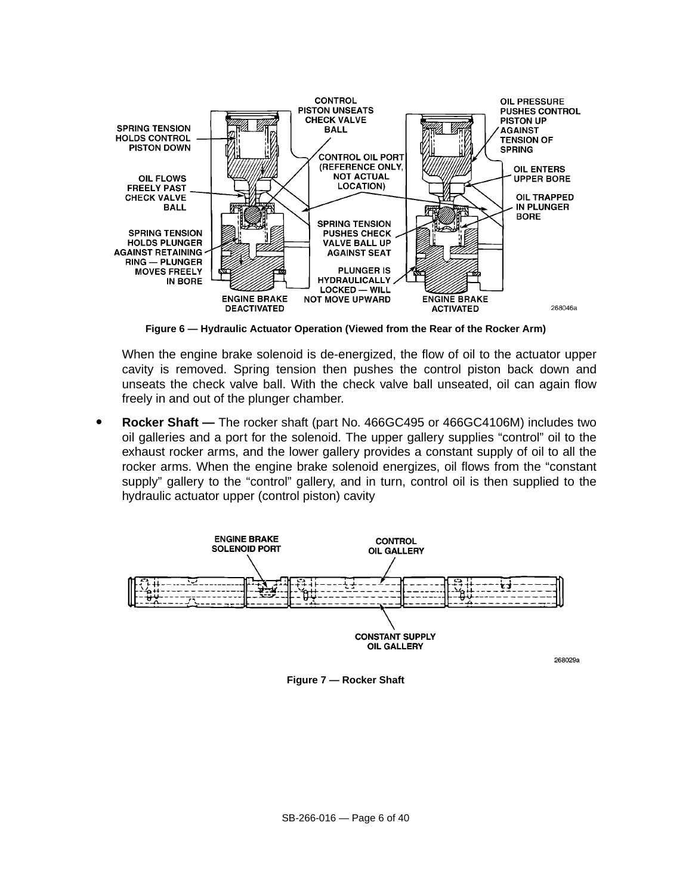Figure 6 — Hydraulic Actuator Operation (Viewed from the Rear of the Rocker Arm)

When the engine brake solenoid is de-energized, the flow of oil to the actuator upper cavity is removed. Spring tension then pushes the control piston back down and unseats the check valve ball. With the check valve ball unseated, oil can again flow freely in and out of the plunger chamber.

- **Rocker Shaft —** The rocker shaft (part No. 466GC495 or 466GC4106M) includes two oil galleries and a port for the solenoid. The upper gallery supplies “control” oil to the exhaust rocker arms, and the lower gallery provides a constant supply of oil to all the rocker arms. When the engine brake solenoid energizes, oil flows from the “constant supply” gallery to the “control” gallery, and in turn, control oil is then supplied to the hydraulic actuator upper (control piston) cavity

Figure 7 — Rocker Shaft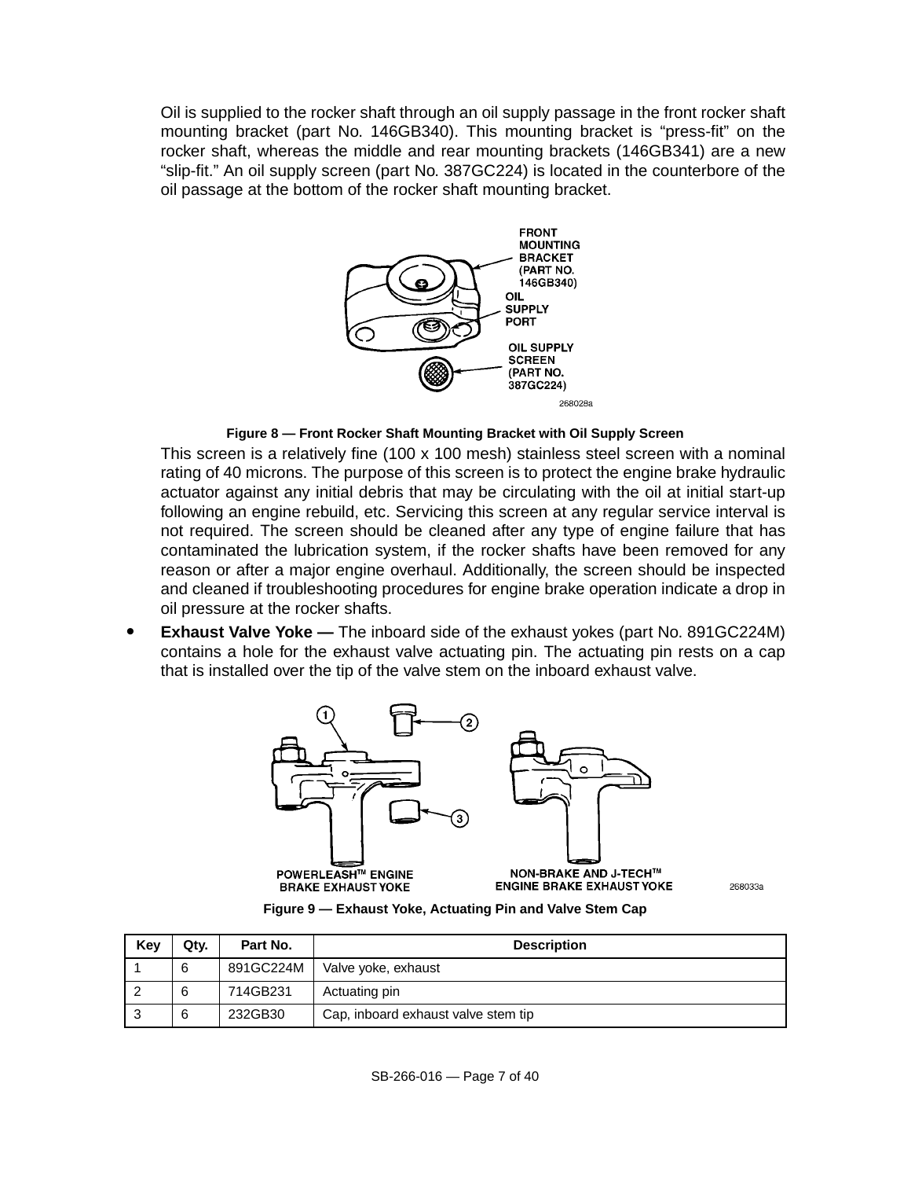Oil is supplied to the rocker shaft through an oil supply passage in the front rocker shaft mounting bracket (part No. 146GB340). This mounting bracket is "press-fit" on the rocker shaft, whereas the middle and rear mounting brackets (146GB341) are a new "slip-fit." An oil supply screen (part No. 387GC224) is located in the counterbore of the oil passage at the bottom of the rocker shaft mounting bracket.

**Figure 8 — Front Rocker Shaft Mounting Bracket with Oil Supply Screen**

This screen is a relatively fine (100 x 100 mesh) stainless steel screen with a nominal rating of 40 microns. The purpose of this screen is to protect the engine brake hydraulic actuator against any initial debris that may be circulating with the oil at initial start-up following an engine rebuild, etc. Servicing this screen at any regular service interval is not required. The screen should be cleaned after any type of engine failure that has contaminated the lubrication system, if the rocker shafts have been removed for any reason or after a major engine overhaul. Additionally, the screen should be inspected and cleaned if troubleshooting procedures for engine brake operation indicate a drop in oil pressure at the rocker shafts.

- **Exhaust Valve Yoke —** The inboard side of the exhaust yokes (part No. 891GC224M) contains a hole for the exhaust valve actuating pin. The actuating pin rests on a cap that is installed over the tip of the valve stem on the inboard exhaust valve.

**Figure 9 — Exhaust Yoke, Actuating Pin and Valve Stem Cap**

| Key | Qty. | Part No. | Description |
|---|---|---|---|
| 1 | 6 | 891GC224M | Valve yoke, exhaust |
| 2 | 6 | 714GB231 | Actuating pin |
| 3 | 6 | 232GB30 | Cap, inboard exhaust valve stem tip |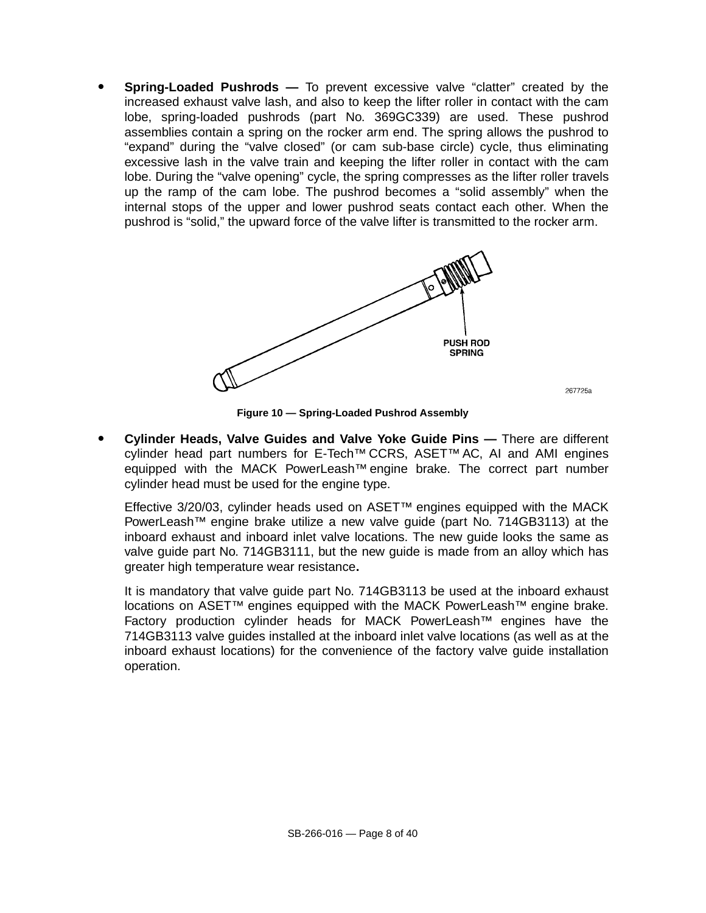- **Spring-Loaded Pushrods —** To prevent excessive valve "clatter" created by the increased exhaust valve lash, and also to keep the lifter roller in contact with the cam lobe, spring-loaded pushrods (part No. 369GC339) are used. These pushrod assemblies contain a spring on the rocker arm end. The spring allows the pushrod to "expand" during the "valve closed" (or cam sub-base circle) cycle, thus eliminating excessive lash in the valve train and keeping the lifter roller in contact with the cam lobe. During the "valve opening" cycle, the spring compresses as the lifter roller travels up the ramp of the cam lobe. The pushrod becomes a "solid assembly" when the internal stops of the upper and lower pushrod seats contact each other. When the pushrod is "solid," the upward force of the valve lifter is transmitted to the rocker arm.

PUSH ROD SPRING

267725a

**Figure 10 — Spring-Loaded Pushrod Assembly**

- **Cylinder Heads, Valve Guides and Valve Yoke Guide Pins —** There are different cylinder head part numbers for E-Tech™ CCRS, ASET™ AC, AI and AMI engines equipped with the MACK PowerLeash™ engine brake. The correct part number cylinder head must be used for the engine type.

  Effective 3/20/03, cylinder heads used on ASET™ engines equipped with the MACK PowerLeash™ engine brake utilize a new valve guide (part No. 714GB3113) at the inboard exhaust and inboard inlet valve locations. The new guide looks the same as valve guide part No. 714GB3111, but the new guide is made from an alloy which has greater high temperature wear resistance**.**

  It is mandatory that valve guide part No. 714GB3113 be used at the inboard exhaust locations on ASET™ engines equipped with the MACK PowerLeash™ engine brake. Factory production cylinder heads for MACK PowerLeash™ engines have the 714GB3113 valve guides installed at the inboard inlet valve locations (as well as at the inboard exhaust locations) for the convenience of the factory valve guide installation operation.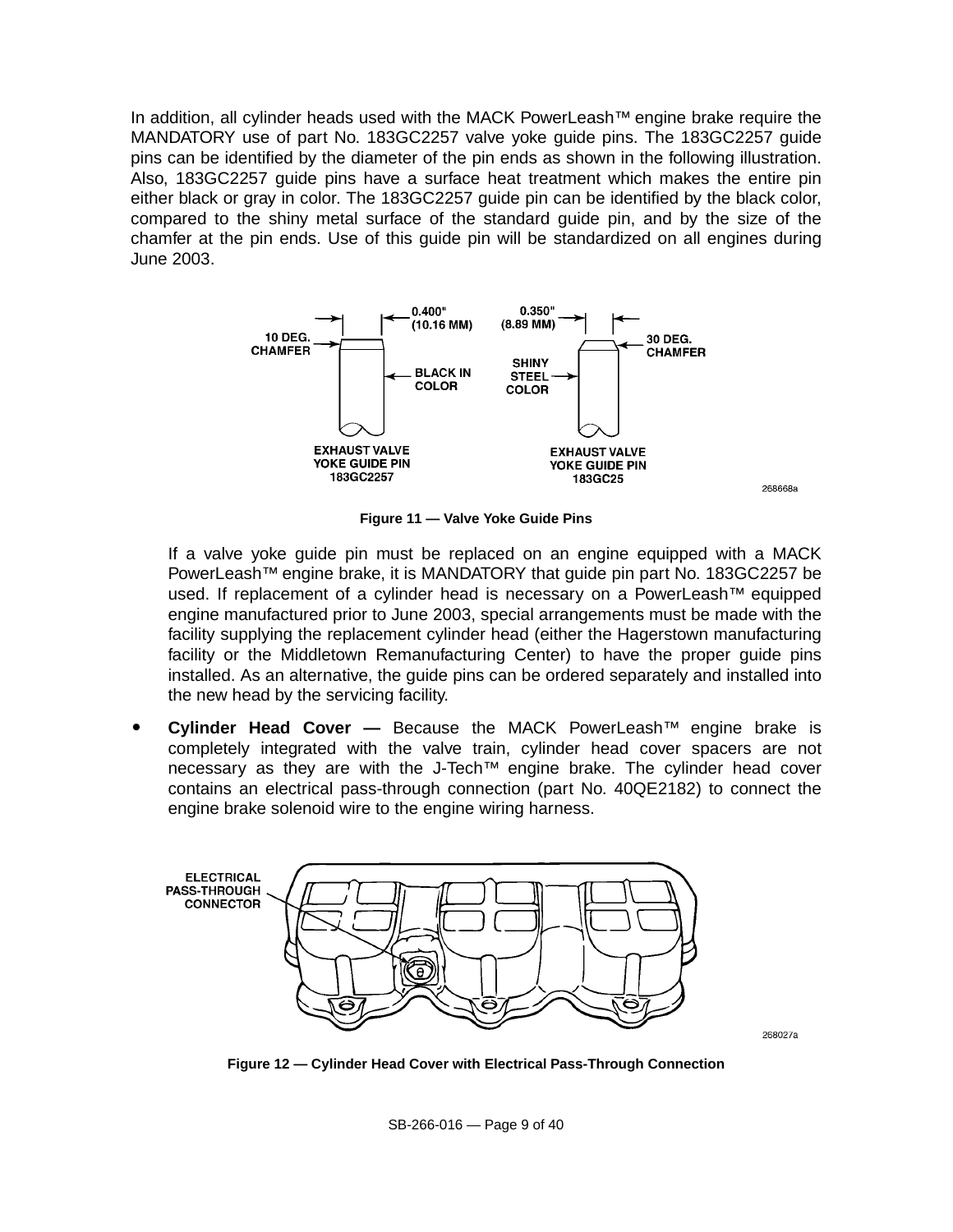In addition, all cylinder heads used with the MACK PowerLeash™ engine brake require the MANDATORY use of part No. 183GC2257 valve yoke guide pins. The 183GC2257 guide pins can be identified by the diameter of the pin ends as shown in the following illustration. Also, 183GC2257 guide pins have a surface heat treatment which makes the entire pin either black or gray in color. The 183GC2257 guide pin can be identified by the black color, compared to the shiny metal surface of the standard guide pin, and by the size of the chamfer at the pin ends. Use of this guide pin will be standardized on all engines during June 2003.

**Figure 11 — Valve Yoke Guide Pins**

If a valve yoke guide pin must be replaced on an engine equipped with a MACK PowerLeash™ engine brake, it is MANDATORY that guide pin part No. 183GC2257 be used. If replacement of a cylinder head is necessary on a PowerLeash™ equipped engine manufactured prior to June 2003, special arrangements must be made with the facility supplying the replacement cylinder head (either the Hagerstown manufacturing facility or the Middletown Remanufacturing Center) to have the proper guide pins installed. As an alternative, the guide pins can be ordered separately and installed into the new head by the servicing facility.

- **Cylinder Head Cover —** Because the MACK PowerLeash™ engine brake is completely integrated with the valve train, cylinder head cover spacers are not necessary as they are with the J-Tech™ engine brake. The cylinder head cover contains an electrical pass-through connection (part No. 40QE2182) to connect the engine brake solenoid wire to the engine wiring harness.

**Figure 12 — Cylinder Head Cover with Electrical Pass-Through Connection**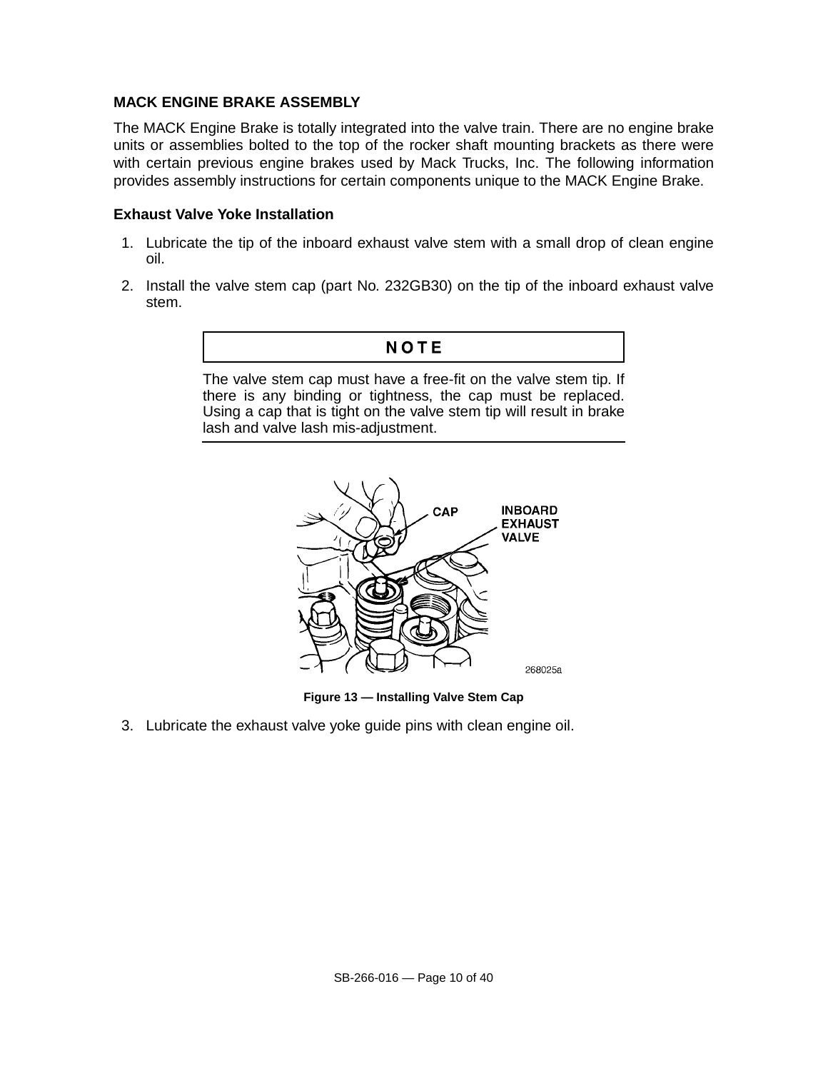## MACK ENGINE BRAKE ASSEMBLY

The MACK Engine Brake is totally integrated into the valve train. There are no engine brake units or assemblies bolted to the top of the rocker shaft mounting brackets as there were with certain previous engine brakes used by Mack Trucks, Inc. The following information provides assembly instructions for certain components unique to the MACK Engine Brake.

### Exhaust Valve Yoke Installation

1. Lubricate the tip of the inboard exhaust valve stem with a small drop of clean engine oil.
2. Install the valve stem cap (part No. 232GB30) on the tip of the inboard exhaust valve stem.

**NOTE**

The valve stem cap must have a free-fit on the valve stem tip. If there is any binding or tightness, the cap must be replaced. Using a cap that is tight on the valve stem tip will result in brake lash and valve lash mis-adjustment.

CAP

INBOARD EXHAUST VALVE

268025a

**Figure 13 — Installing Valve Stem Cap**

3. Lubricate the exhaust valve yoke guide pins with clean engine oil.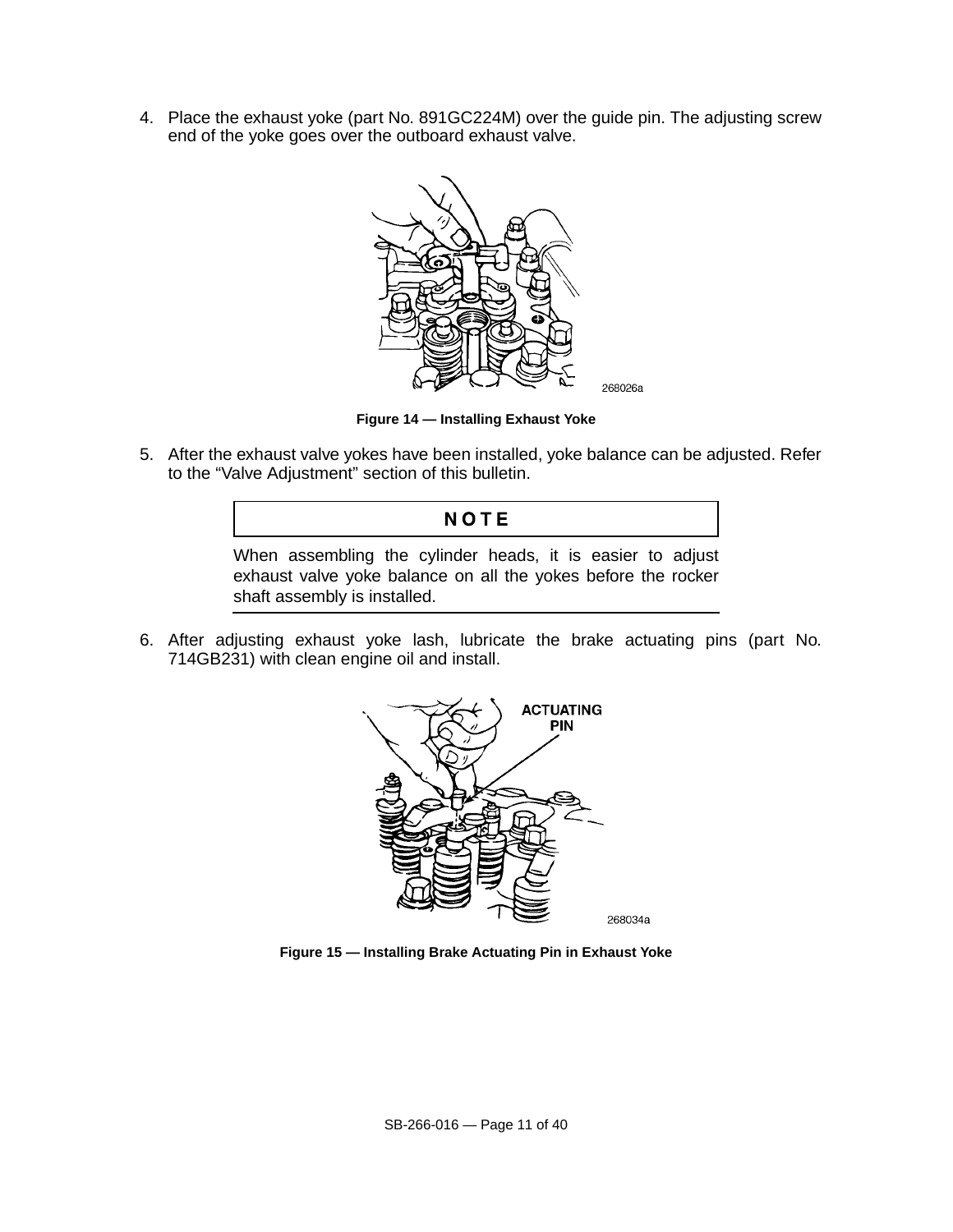4. Place the exhaust yoke (part No. 891GC224M) over the guide pin. The adjusting screw end of the yoke goes over the outboard exhaust valve.

**Figure 14 — Installing Exhaust Yoke**

5. After the exhaust valve yokes have been installed, yoke balance can be adjusted. Refer to the "Valve Adjustment" section of this bulletin.

> **NOTE**
>
> When assembling the cylinder heads, it is easier to adjust exhaust valve yoke balance on all the yokes before the rocker shaft assembly is installed.

6. After adjusting exhaust yoke lash, lubricate the brake actuating pins (part No. 714GB231) with clean engine oil and install.

**Figure 15 — Installing Brake Actuating Pin in Exhaust Yoke**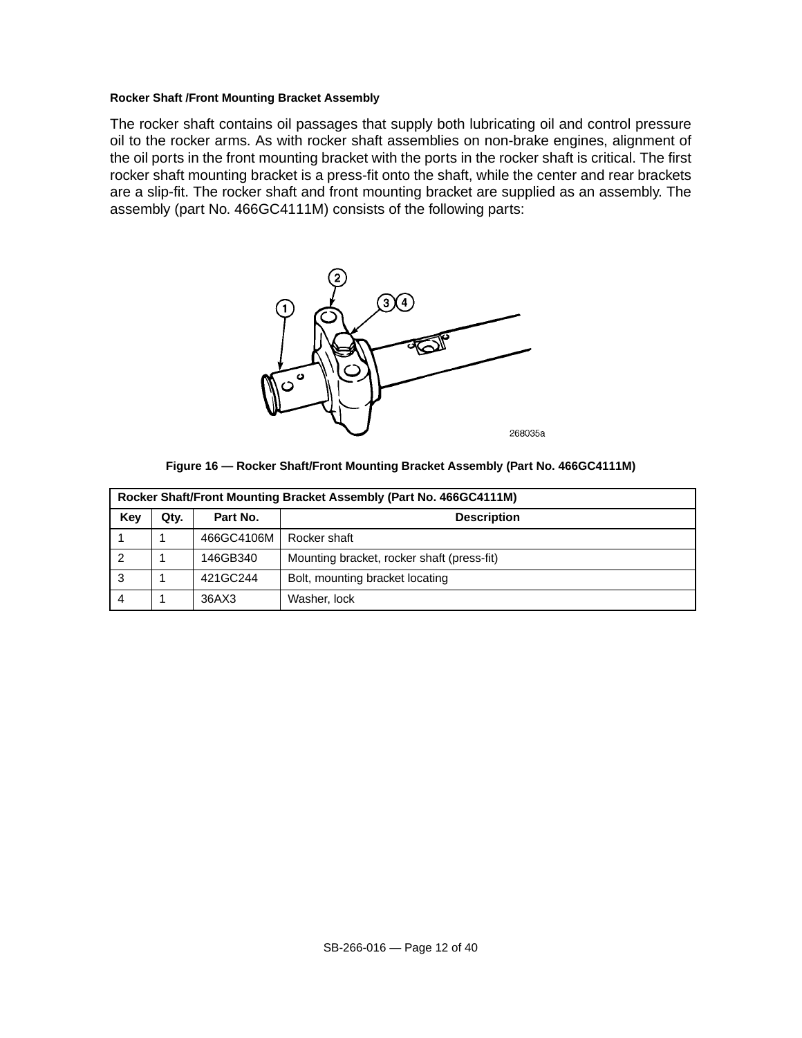#### Rocker Shaft /Front Mounting Bracket Assembly

The rocker shaft contains oil passages that supply both lubricating oil and control pressure oil to the rocker arms. As with rocker shaft assemblies on non-brake engines, alignment of the oil ports in the front mounting bracket with the ports in the rocker shaft is critical. The first rocker shaft mounting bracket is a press-fit onto the shaft, while the center and rear brackets are a slip-fit. The rocker shaft and front mounting bracket are supplied as an assembly. The assembly (part No. 466GC4111M) consists of the following parts:

**Figure 16 — Rocker Shaft/Front Mounting Bracket Assembly (Part No. 466GC4111M)**

| Rocker Shaft/Front Mounting Bracket Assembly (Part No. 466GC4111M) | | | |
|---|---|---|---|
| **Key** | **Qty.** | **Part No.** | **Description** |
| 1 | 1 | 466GC4106M | Rocker shaft |
| 2 | 1 | 146GB340 | Mounting bracket, rocker shaft (press-fit) |
| 3 | 1 | 421GC244 | Bolt, mounting bracket locating |
| 4 | 1 | 36AX3 | Washer, lock |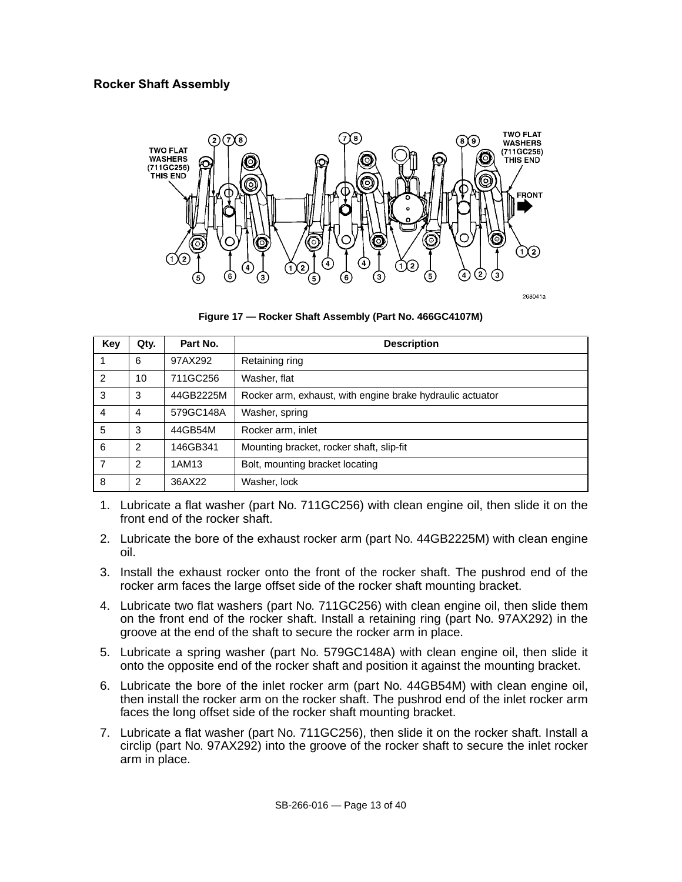## Rocker Shaft Assembly

Figure 17 — Rocker Shaft Assembly (Part No. 466GC4107M)

| Key | Qty. | Part No. | Description |
|---|---|---|---|
| 1 | 6 | 97AX292 | Retaining ring |
| 2 | 10 | 711GC256 | Washer, flat |
| 3 | 3 | 44GB2225M | Rocker arm, exhaust, with engine brake hydraulic actuator |
| 4 | 4 | 579GC148A | Washer, spring |
| 5 | 3 | 44GB54M | Rocker arm, inlet |
| 6 | 2 | 146GB341 | Mounting bracket, rocker shaft, slip-fit |
| 7 | 2 | 1AM13 | Bolt, mounting bracket locating |
| 8 | 2 | 36AX22 | Washer, lock |

1. Lubricate a flat washer (part No. 711GC256) with clean engine oil, then slide it on the front end of the rocker shaft.
2. Lubricate the bore of the exhaust rocker arm (part No. 44GB2225M) with clean engine oil.
3. Install the exhaust rocker onto the front of the rocker shaft. The pushrod end of the rocker arm faces the large offset side of the rocker shaft mounting bracket.
4. Lubricate two flat washers (part No. 711GC256) with clean engine oil, then slide them on the front end of the rocker shaft. Install a retaining ring (part No. 97AX292) in the groove at the end of the shaft to secure the rocker arm in place.
5. Lubricate a spring washer (part No. 579GC148A) with clean engine oil, then slide it onto the opposite end of the rocker shaft and position it against the mounting bracket.
6. Lubricate the bore of the inlet rocker arm (part No. 44GB54M) with clean engine oil, then install the rocker arm on the rocker shaft. The pushrod end of the inlet rocker arm faces the long offset side of the rocker shaft mounting bracket.
7. Lubricate a flat washer (part No. 711GC256), then slide it on the rocker shaft. Install a circlip (part No. 97AX292) into the groove of the rocker shaft to secure the inlet rocker arm in place.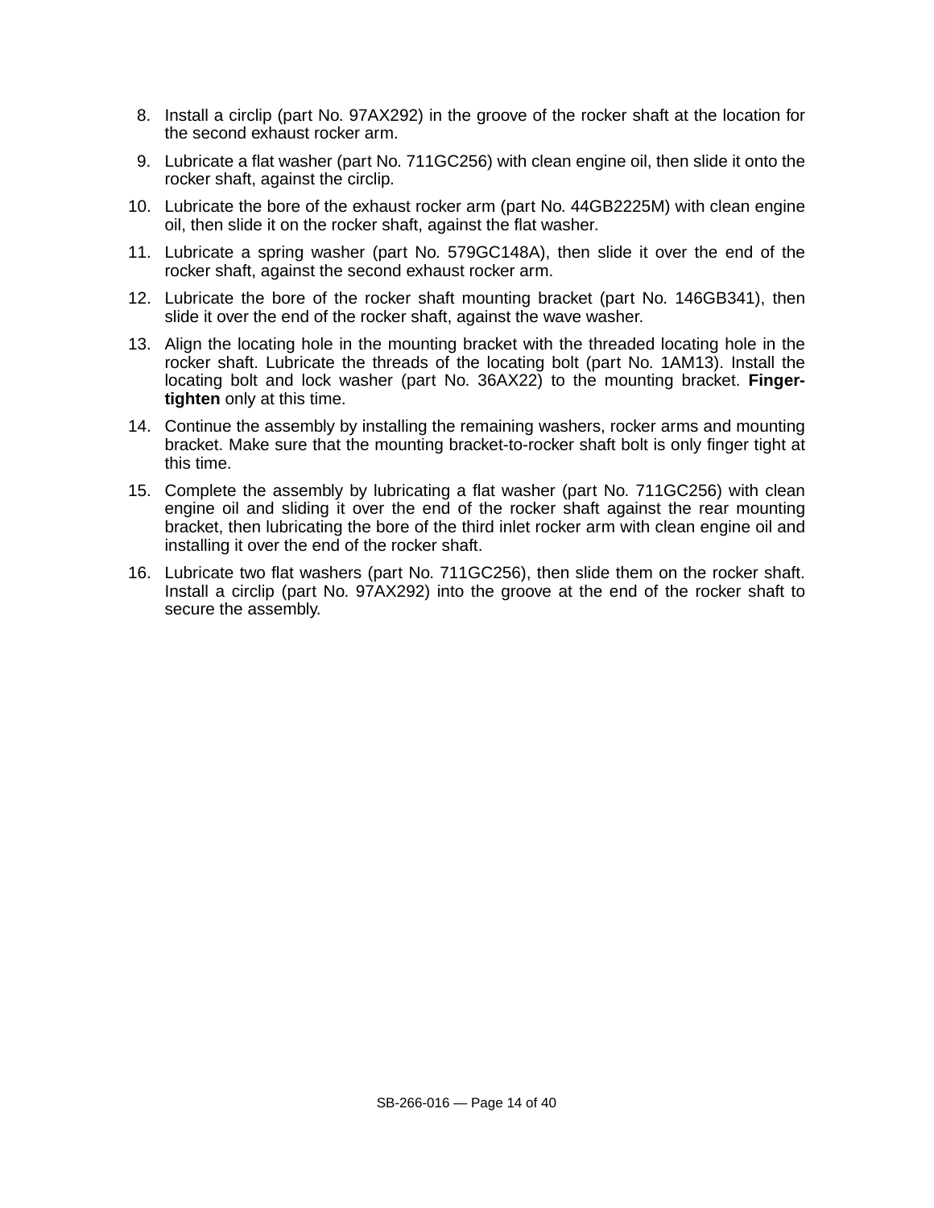8. Install a circlip (part No. 97AX292) in the groove of the rocker shaft at the location for the second exhaust rocker arm.
9. Lubricate a flat washer (part No. 711GC256) with clean engine oil, then slide it onto the rocker shaft, against the circlip.
10. Lubricate the bore of the exhaust rocker arm (part No. 44GB2225M) with clean engine oil, then slide it on the rocker shaft, against the flat washer.
11. Lubricate a spring washer (part No. 579GC148A), then slide it over the end of the rocker shaft, against the second exhaust rocker arm.
12. Lubricate the bore of the rocker shaft mounting bracket (part No. 146GB341), then slide it over the end of the rocker shaft, against the wave washer.
13. Align the locating hole in the mounting bracket with the threaded locating hole in the rocker shaft. Lubricate the threads of the locating bolt (part No. 1AM13). Install the locating bolt and lock washer (part No. 36AX22) to the mounting bracket. **Finger-tighten** only at this time.
14. Continue the assembly by installing the remaining washers, rocker arms and mounting bracket. Make sure that the mounting bracket-to-rocker shaft bolt is only finger tight at this time.
15. Complete the assembly by lubricating a flat washer (part No. 711GC256) with clean engine oil and sliding it over the end of the rocker shaft against the rear mounting bracket, then lubricating the bore of the third inlet rocker arm with clean engine oil and installing it over the end of the rocker shaft.
16. Lubricate two flat washers (part No. 711GC256), then slide them on the rocker shaft. Install a circlip (part No. 97AX292) into the groove at the end of the rocker shaft to secure the assembly.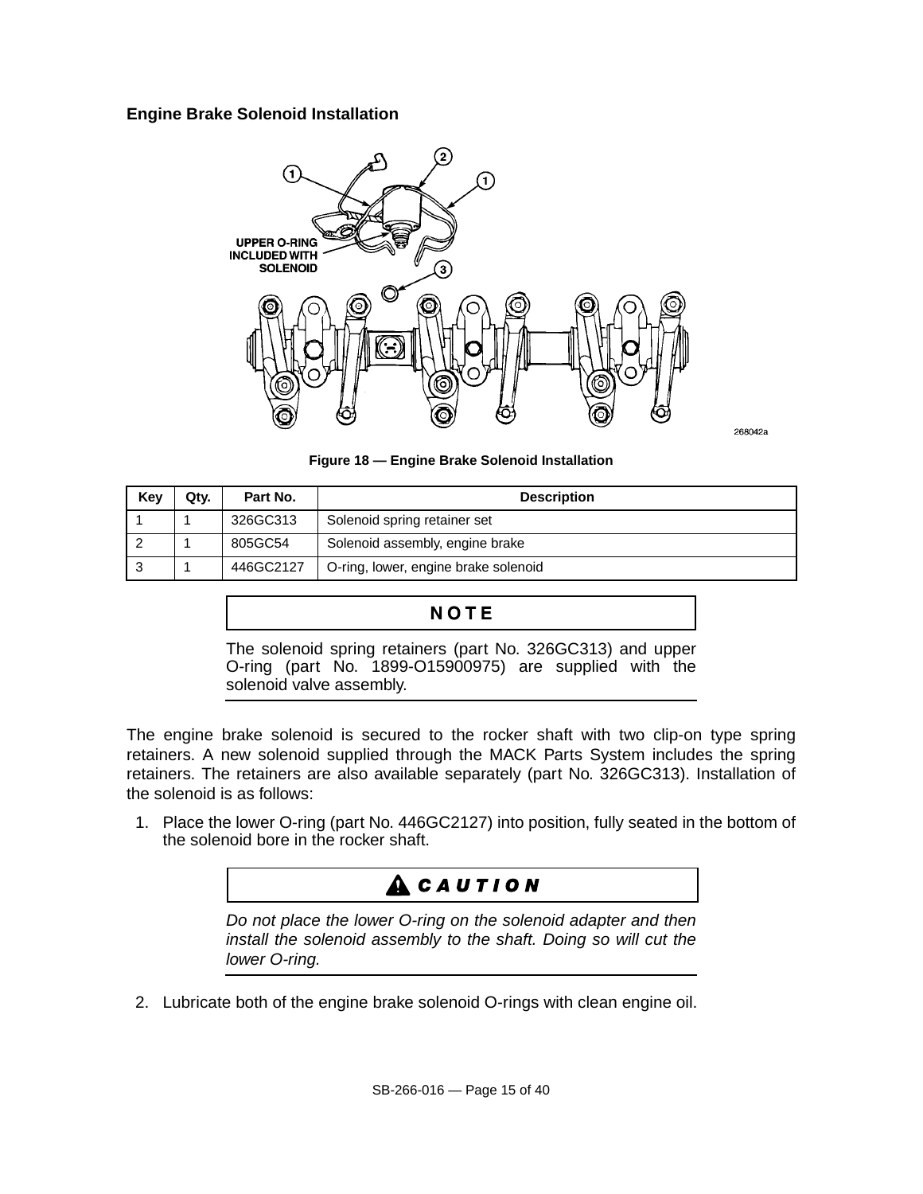## Engine Brake Solenoid Installation

Figure 18 — Engine Brake Solenoid Installation

| Key | Qty. | Part No. | Description |
|---|---|---|---|
| 1 | 1 | 326GC313 | Solenoid spring retainer set |
| 2 | 1 | 805GC54 | Solenoid assembly, engine brake |
| 3 | 1 | 446GC2127 | O-ring, lower, engine brake solenoid |

**NOTE**

The solenoid spring retainers (part No. 326GC313) and upper O-ring (part No. 1899-O15900975) are supplied with the solenoid valve assembly.

The engine brake solenoid is secured to the rocker shaft with two clip-on type spring retainers. A new solenoid supplied through the MACK Parts System includes the spring retainers. The retainers are also available separately (part No. 326GC313). Installation of the solenoid is as follows:

1. Place the lower O-ring (part No. 446GC2127) into position, fully seated in the bottom of the solenoid bore in the rocker shaft.

**CAUTION**

*Do not place the lower O-ring on the solenoid adapter and then install the solenoid assembly to the shaft. Doing so will cut the lower O-ring.*

2. Lubricate both of the engine brake solenoid O-rings with clean engine oil.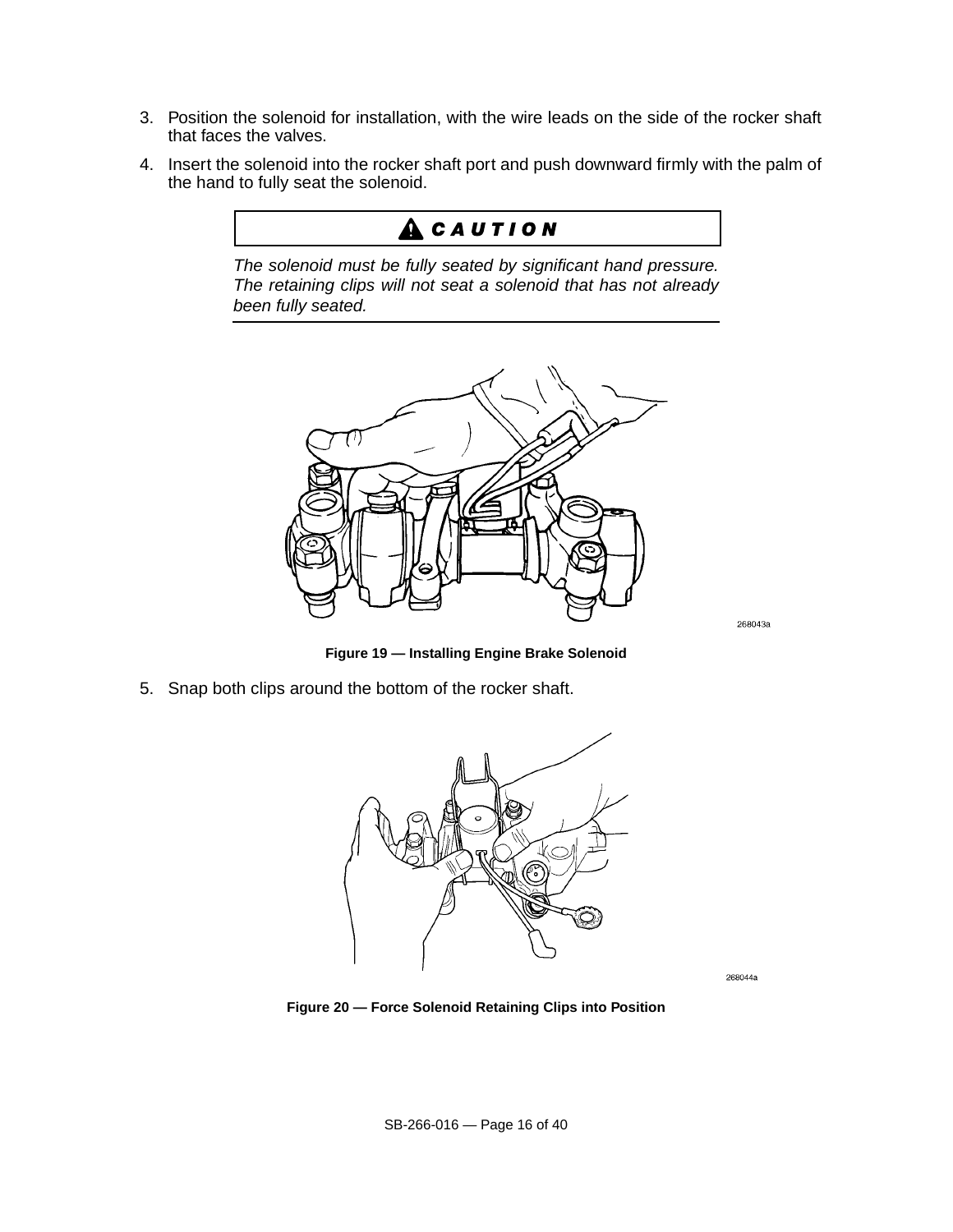3. Position the solenoid for installation, with the wire leads on the side of the rocker shaft that faces the valves.
4. Insert the solenoid into the rocker shaft port and push downward firmly with the palm of the hand to fully seat the solenoid.

**CAUTION**

*The solenoid must be fully seated by significant hand pressure. The retaining clips will not seat a solenoid that has not already been fully seated.*

**Figure 19 — Installing Engine Brake Solenoid**

5. Snap both clips around the bottom of the rocker shaft.

**Figure 20 — Force Solenoid Retaining Clips into Position**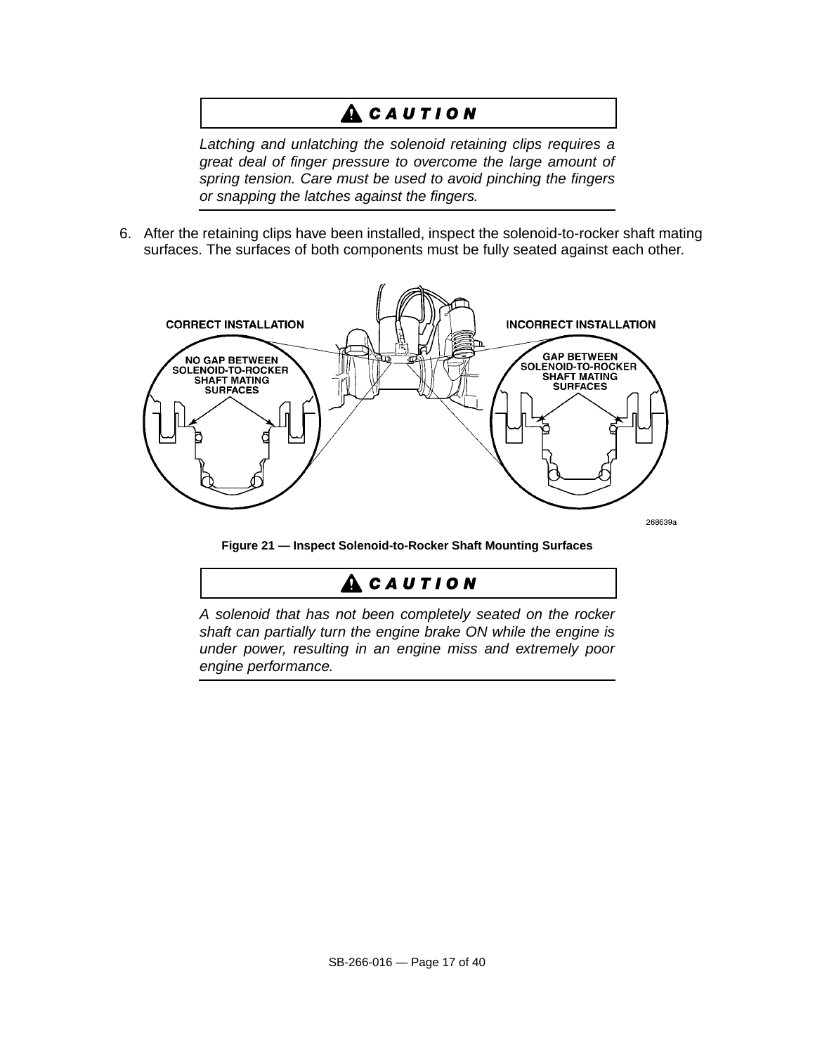**⚠ CAUTION**

*Latching and unlatching the solenoid retaining clips requires a great deal of finger pressure to overcome the large amount of spring tension. Care must be used to avoid pinching the fingers or snapping the latches against the fingers.*

6. After the retaining clips have been installed, inspect the solenoid-to-rocker shaft mating surfaces. The surfaces of both components must be fully seated against each other.

**Figure 21 — Inspect Solenoid-to-Rocker Shaft Mounting Surfaces**

**⚠ CAUTION**

*A solenoid that has not been completely seated on the rocker shaft can partially turn the engine brake ON while the engine is under power, resulting in an engine miss and extremely poor engine performance.*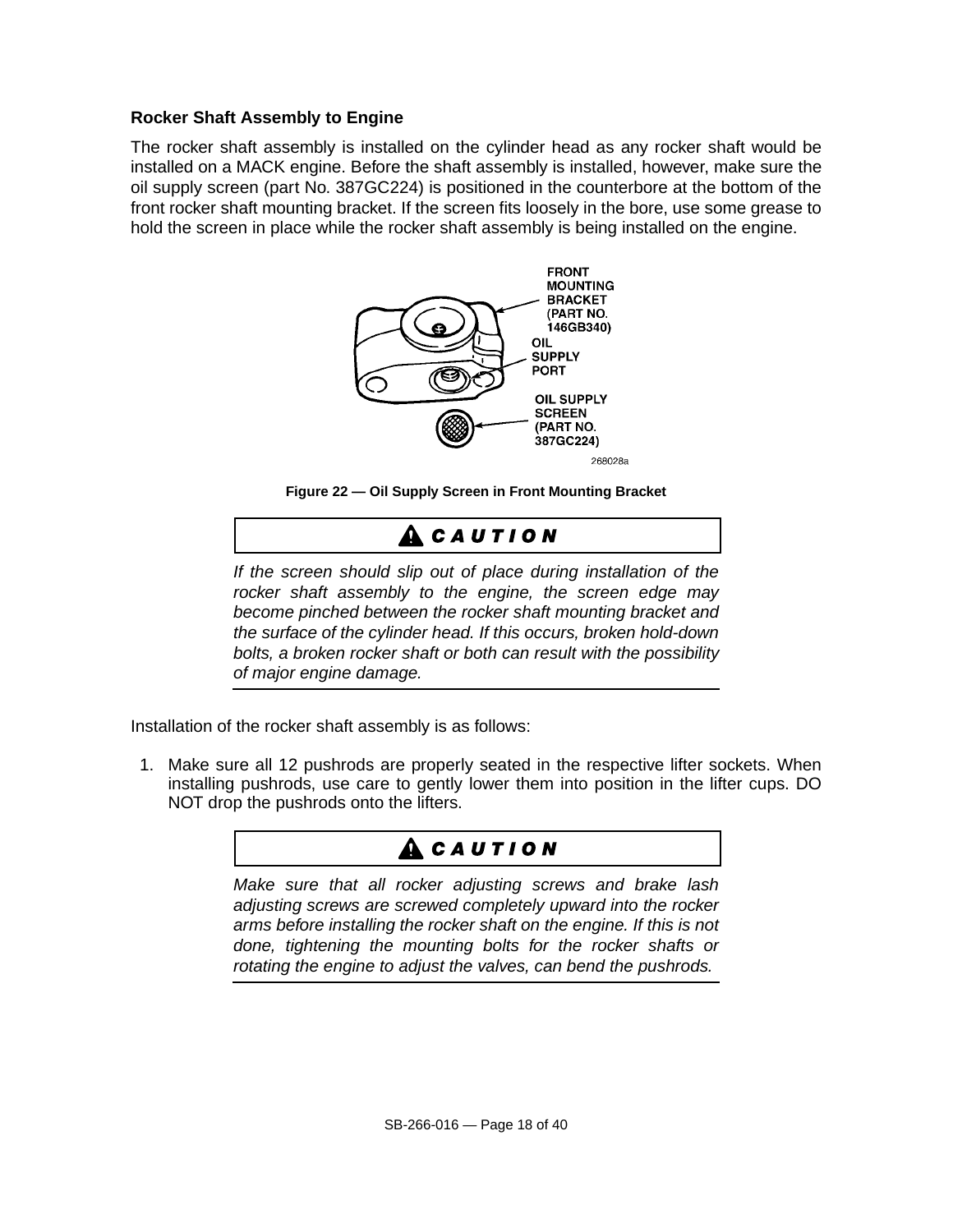### Rocker Shaft Assembly to Engine

The rocker shaft assembly is installed on the cylinder head as any rocker shaft would be installed on a MACK engine. Before the shaft assembly is installed, however, make sure the oil supply screen (part No. 387GC224) is positioned in the counterbore at the bottom of the front rocker shaft mounting bracket. If the screen fits loosely in the bore, use some grease to hold the screen in place while the rocker shaft assembly is being installed on the engine.

FRONT MOUNTING BRACKET (PART NO. 146GB340)

OIL SUPPLY PORT

OIL SUPPLY SCREEN (PART NO. 387GC224)

268028a

**Figure 22 — Oil Supply Screen in Front Mounting Bracket**

**CAUTION**

*If the screen should slip out of place during installation of the rocker shaft assembly to the engine, the screen edge may become pinched between the rocker shaft mounting bracket and the surface of the cylinder head. If this occurs, broken hold-down bolts, a broken rocker shaft or both can result with the possibility of major engine damage.*

Installation of the rocker shaft assembly is as follows:

1. Make sure all 12 pushrods are properly seated in the respective lifter sockets. When installing pushrods, use care to gently lower them into position in the lifter cups. DO NOT drop the pushrods onto the lifters.

**CAUTION**

*Make sure that all rocker adjusting screws and brake lash adjusting screws are screwed completely upward into the rocker arms before installing the rocker shaft on the engine. If this is not done, tightening the mounting bolts for the rocker shafts or rotating the engine to adjust the valves, can bend the pushrods.*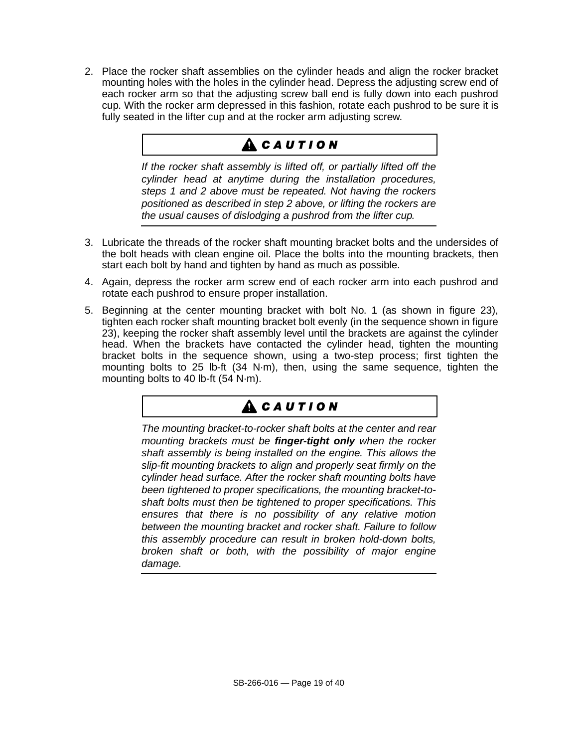2. Place the rocker shaft assemblies on the cylinder heads and align the rocker bracket mounting holes with the holes in the cylinder head. Depress the adjusting screw end of each rocker arm so that the adjusting screw ball end is fully down into each pushrod cup. With the rocker arm depressed in this fashion, rotate each pushrod to be sure it is fully seated in the lifter cup and at the rocker arm adjusting screw.

> **⚠ *CAUTION***
>
> *If the rocker shaft assembly is lifted off, or partially lifted off the cylinder head at anytime during the installation procedures, steps 1 and 2 above must be repeated. Not having the rockers positioned as described in step 2 above, or lifting the rockers are the usual causes of dislodging a pushrod from the lifter cup.*

3. Lubricate the threads of the rocker shaft mounting bracket bolts and the undersides of the bolt heads with clean engine oil. Place the bolts into the mounting brackets, then start each bolt by hand and tighten by hand as much as possible.
4. Again, depress the rocker arm screw end of each rocker arm into each pushrod and rotate each pushrod to ensure proper installation.
5. Beginning at the center mounting bracket with bolt No. 1 (as shown in figure 23), tighten each rocker shaft mounting bracket bolt evenly (in the sequence shown in figure 23), keeping the rocker shaft assembly level until the brackets are against the cylinder head. When the brackets have contacted the cylinder head, tighten the mounting bracket bolts in the sequence shown, using a two-step process; first tighten the mounting bolts to 25 lb-ft (34 N·m), then, using the same sequence, tighten the mounting bolts to 40 lb-ft (54 N·m).

> **⚠ *CAUTION***
>
> *The mounting bracket-to-rocker shaft bolts at the center and rear mounting brackets must be* ***finger-tight only*** *when the rocker shaft assembly is being installed on the engine. This allows the slip-fit mounting brackets to align and properly seat firmly on the cylinder head surface. After the rocker shaft mounting bolts have been tightened to proper specifications, the mounting bracket-to-shaft bolts must then be tightened to proper specifications. This ensures that there is no possibility of any relative motion between the mounting bracket and rocker shaft. Failure to follow this assembly procedure can result in broken hold-down bolts, broken shaft or both, with the possibility of major engine damage.*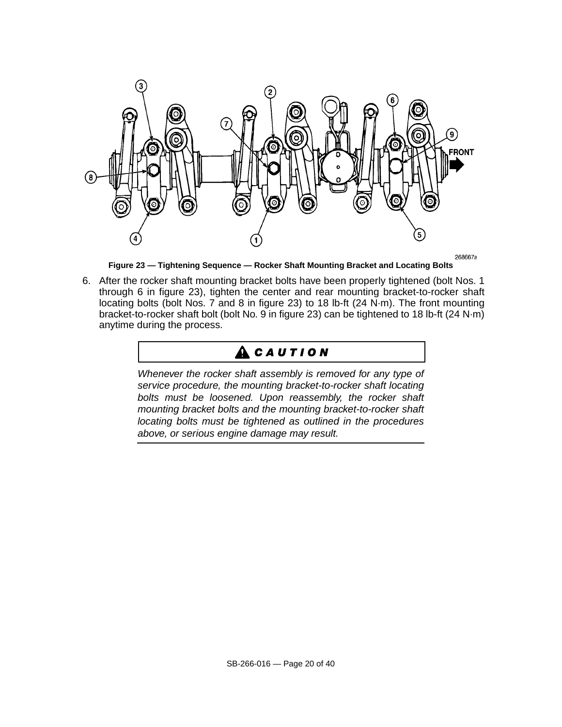**Figure 23 — Tightening Sequence — Rocker Shaft Mounting Bracket and Locating Bolts**

6. After the rocker shaft mounting bracket bolts have been properly tightened (bolt Nos. 1 through 6 in figure 23), tighten the center and rear mounting bracket-to-rocker shaft locating bolts (bolt Nos. 7 and 8 in figure 23) to 18 lb-ft (24 N·m). The front mounting bracket-to-rocker shaft bolt (bolt No. 9 in figure 23) can be tightened to 18 lb-ft (24 N·m) anytime during the process.

**CAUTION**

*Whenever the rocker shaft assembly is removed for any type of service procedure, the mounting bracket-to-rocker shaft locating bolts must be loosened. Upon reassembly, the rocker shaft mounting bracket bolts and the mounting bracket-to-rocker shaft locating bolts must be tightened as outlined in the procedures above, or serious engine damage may result.*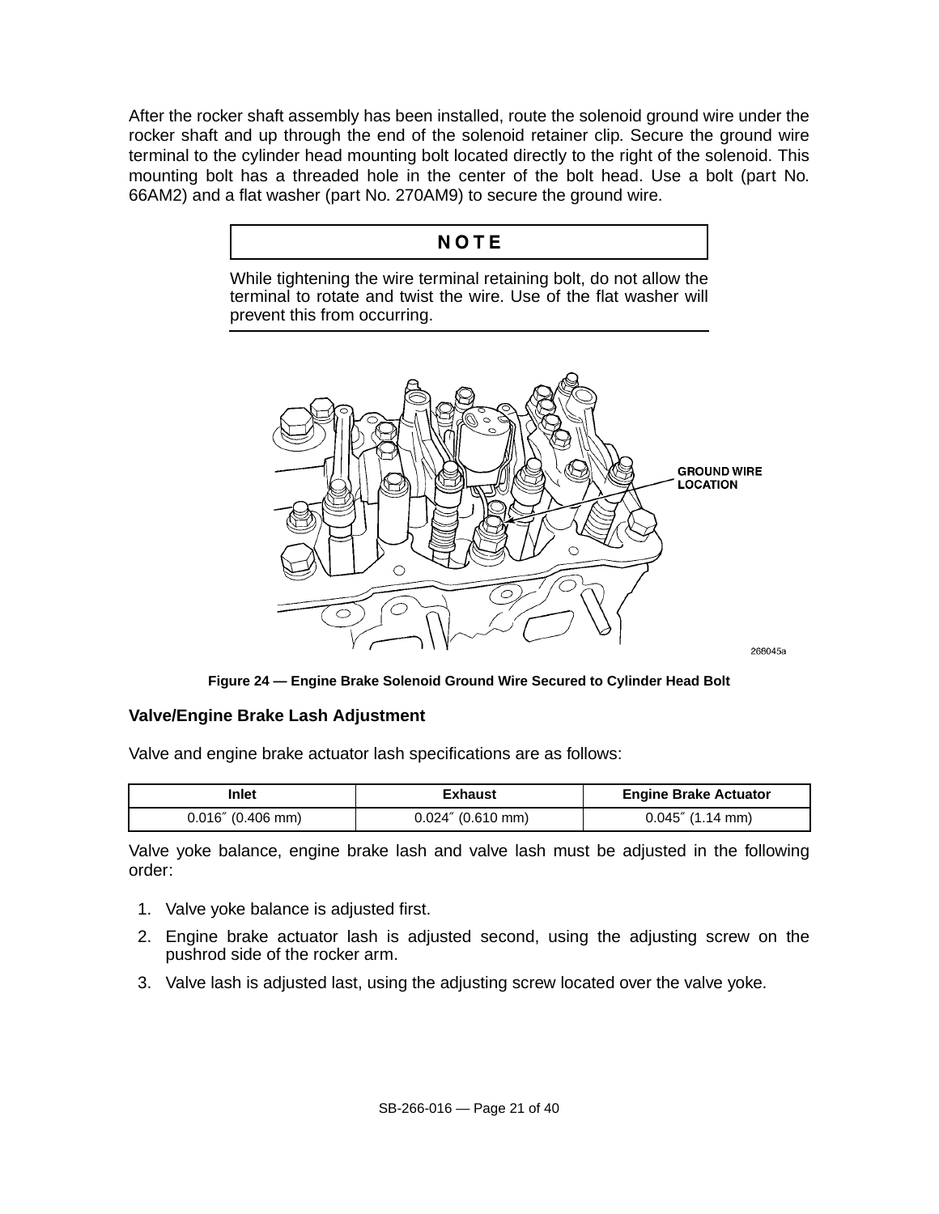After the rocker shaft assembly has been installed, route the solenoid ground wire under the rocker shaft and up through the end of the solenoid retainer clip. Secure the ground wire terminal to the cylinder head mounting bolt located directly to the right of the solenoid. This mounting bolt has a threaded hole in the center of the bolt head. Use a bolt (part No. 66AM2) and a flat washer (part No. 270AM9) to secure the ground wire.

**NOTE**

While tightening the wire terminal retaining bolt, do not allow the terminal to rotate and twist the wire. Use of the flat washer will prevent this from occurring.

**Figure 24 — Engine Brake Solenoid Ground Wire Secured to Cylinder Head Bolt**

### Valve/Engine Brake Lash Adjustment

Valve and engine brake actuator lash specifications are as follows:

| Inlet | Exhaust | Engine Brake Actuator |
|---|---|---|
| 0.016″ (0.406 mm) | 0.024″ (0.610 mm) | 0.045″ (1.14 mm) |

Valve yoke balance, engine brake lash and valve lash must be adjusted in the following order:

1. Valve yoke balance is adjusted first.
2. Engine brake actuator lash is adjusted second, using the adjusting screw on the pushrod side of the rocker arm.
3. Valve lash is adjusted last, using the adjusting screw located over the valve yoke.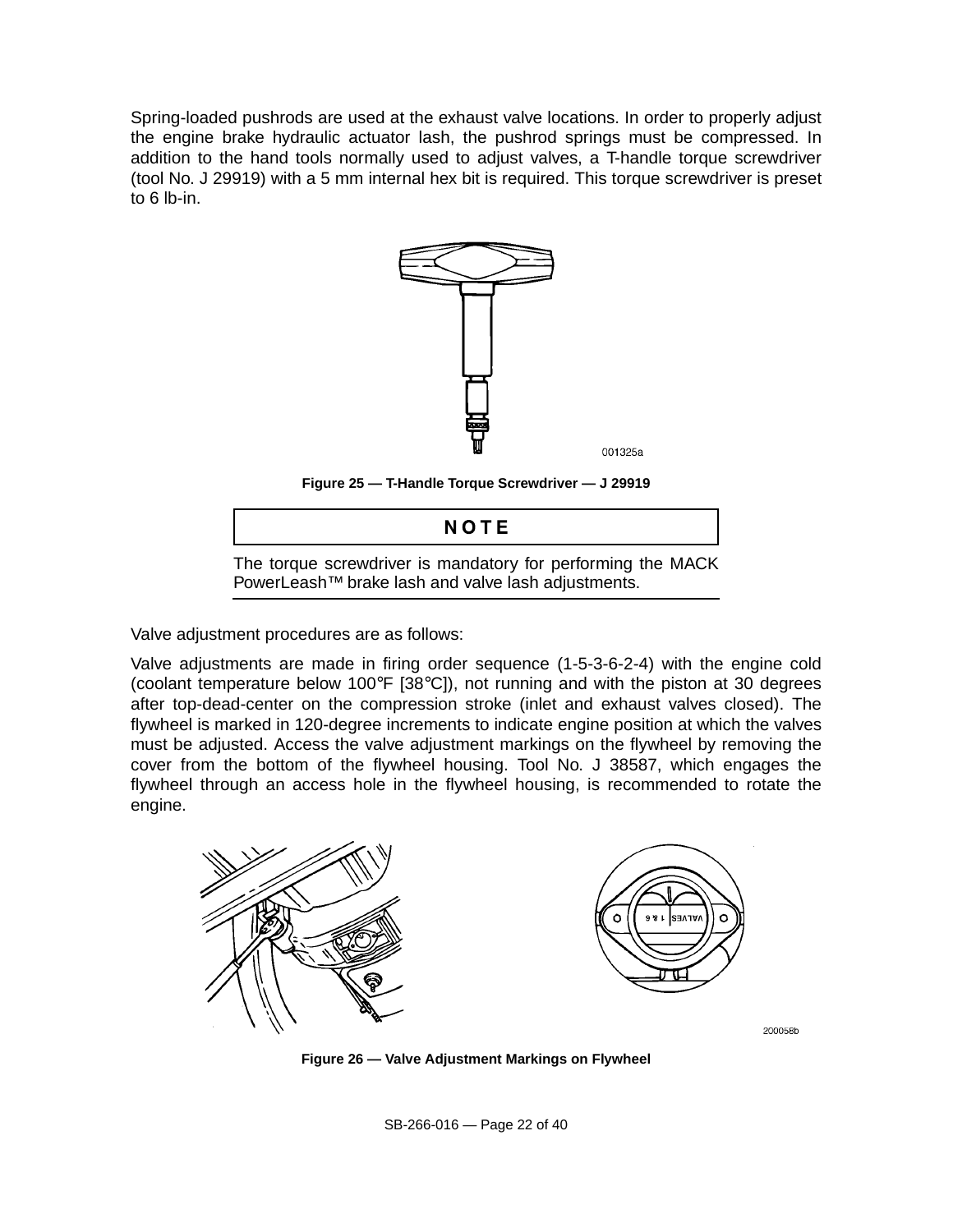Spring-loaded pushrods are used at the exhaust valve locations. In order to properly adjust the engine brake hydraulic actuator lash, the pushrod springs must be compressed. In addition to the hand tools normally used to adjust valves, a T-handle torque screwdriver (tool No. J 29919) with a 5 mm internal hex bit is required. This torque screwdriver is preset to 6 lb-in.

**Figure 25 — T-Handle Torque Screwdriver — J 29919**

**NOTE**

The torque screwdriver is mandatory for performing the MACK PowerLeash™ brake lash and valve lash adjustments.

Valve adjustment procedures are as follows:

Valve adjustments are made in firing order sequence (1-5-3-6-2-4) with the engine cold (coolant temperature below 100°F [38°C]), not running and with the piston at 30 degrees after top-dead-center on the compression stroke (inlet and exhaust valves closed). The flywheel is marked in 120-degree increments to indicate engine position at which the valves must be adjusted. Access the valve adjustment markings on the flywheel by removing the cover from the bottom of the flywheel housing. Tool No. J 38587, which engages the flywheel through an access hole in the flywheel housing, is recommended to rotate the engine.

**Figure 26 — Valve Adjustment Markings on Flywheel**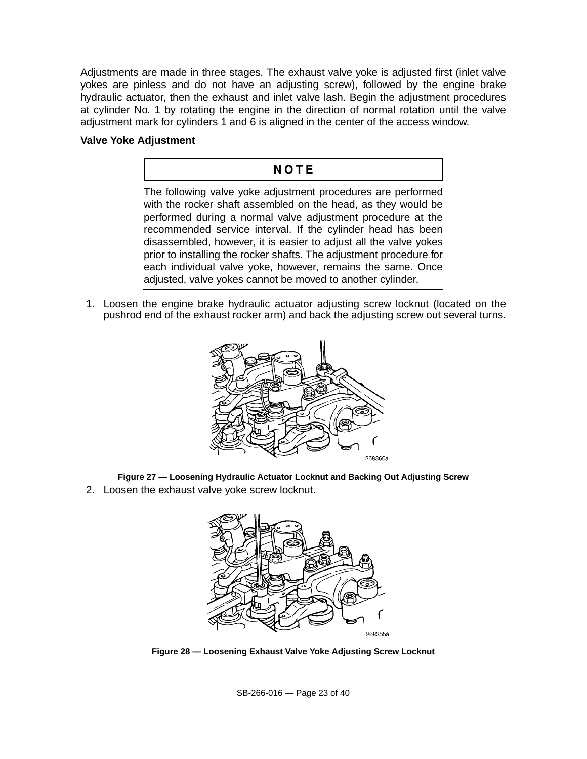Adjustments are made in three stages. The exhaust valve yoke is adjusted first (inlet valve yokes are pinless and do not have an adjusting screw), followed by the engine brake hydraulic actuator, then the exhaust and inlet valve lash. Begin the adjustment procedures at cylinder No. 1 by rotating the engine in the direction of normal rotation until the valve adjustment mark for cylinders 1 and 6 is aligned in the center of the access window.

**Valve Yoke Adjustment**

> **NOTE**
>
> The following valve yoke adjustment procedures are performed with the rocker shaft assembled on the head, as they would be performed during a normal valve adjustment procedure at the recommended service interval. If the cylinder head has been disassembled, however, it is easier to adjust all the valve yokes prior to installing the rocker shafts. The adjustment procedure for each individual valve yoke, however, remains the same. Once adjusted, valve yokes cannot be moved to another cylinder.

1. Loosen the engine brake hydraulic actuator adjusting screw locknut (located on the pushrod end of the exhaust rocker arm) and back the adjusting screw out several turns.

268360a

**Figure 27 — Loosening Hydraulic Actuator Locknut and Backing Out Adjusting Screw**

2. Loosen the exhaust valve yoke screw locknut.

268355a

**Figure 28 — Loosening Exhaust Valve Yoke Adjusting Screw Locknut**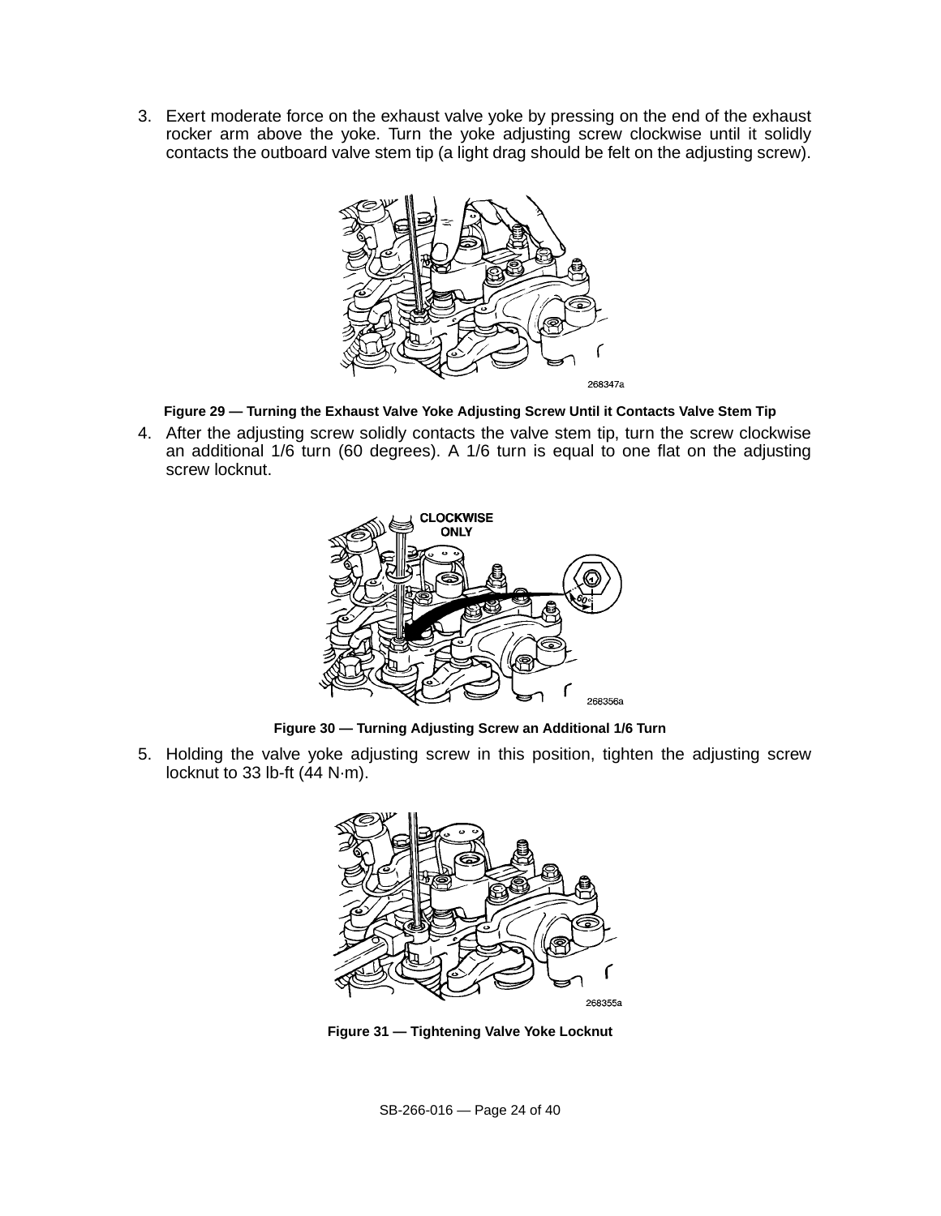3. Exert moderate force on the exhaust valve yoke by pressing on the end of the exhaust rocker arm above the yoke. Turn the yoke adjusting screw clockwise until it solidly contacts the outboard valve stem tip (a light drag should be felt on the adjusting screw).

**Figure 29 — Turning the Exhaust Valve Yoke Adjusting Screw Until it Contacts Valve Stem Tip**

4. After the adjusting screw solidly contacts the valve stem tip, turn the screw clockwise an additional 1/6 turn (60 degrees). A 1/6 turn is equal to one flat on the adjusting screw locknut.

**Figure 30 — Turning Adjusting Screw an Additional 1/6 Turn**

5. Holding the valve yoke adjusting screw in this position, tighten the adjusting screw locknut to 33 lb-ft (44 N·m).

**Figure 31 — Tightening Valve Yoke Locknut**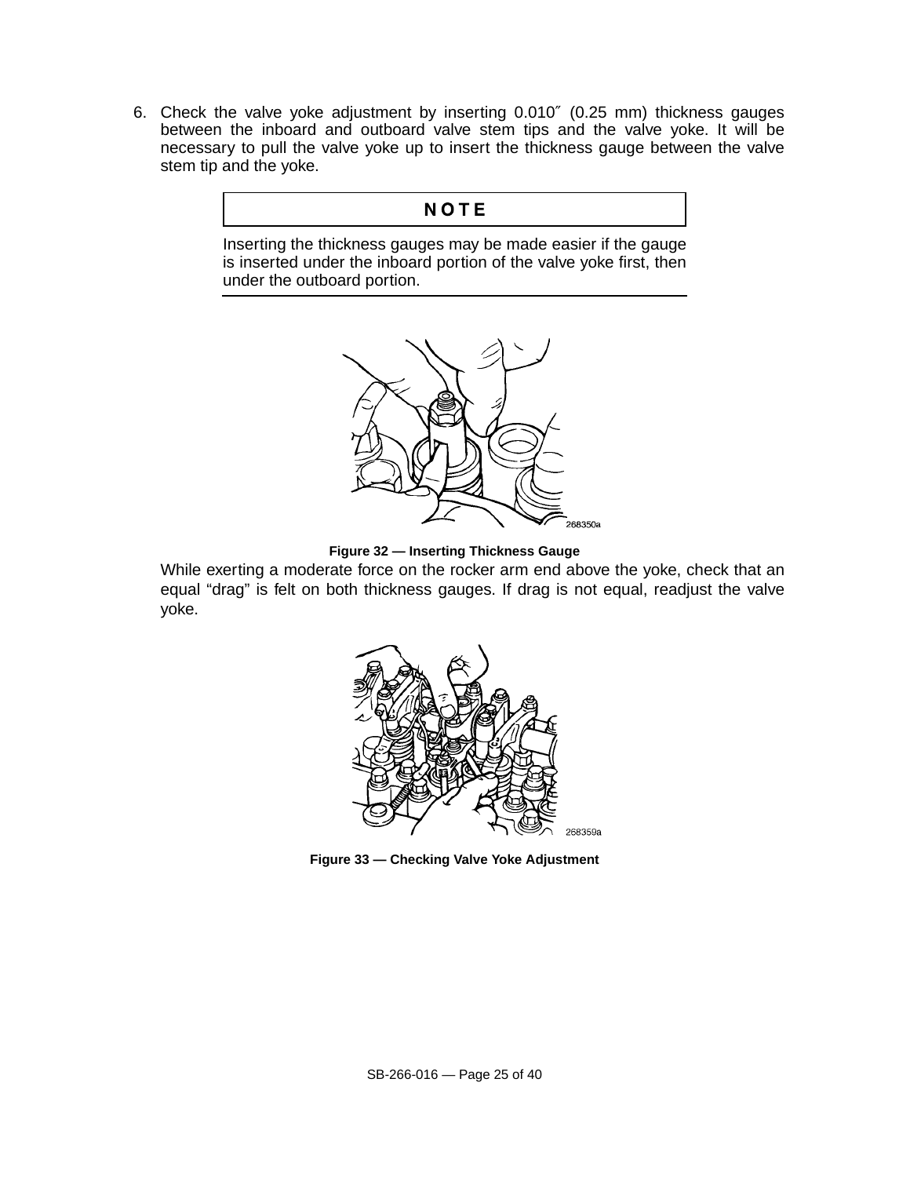6. Check the valve yoke adjustment by inserting 0.010″ (0.25 mm) thickness gauges between the inboard and outboard valve stem tips and the valve yoke. It will be necessary to pull the valve yoke up to insert the thickness gauge between the valve stem tip and the yoke.

**NOTE**

Inserting the thickness gauges may be made easier if the gauge is inserted under the inboard portion of the valve yoke first, then under the outboard portion.

268350a

**Figure 32 — Inserting Thickness Gauge**

While exerting a moderate force on the rocker arm end above the yoke, check that an equal “drag” is felt on both thickness gauges. If drag is not equal, readjust the valve yoke.

268359a

**Figure 33 — Checking Valve Yoke Adjustment**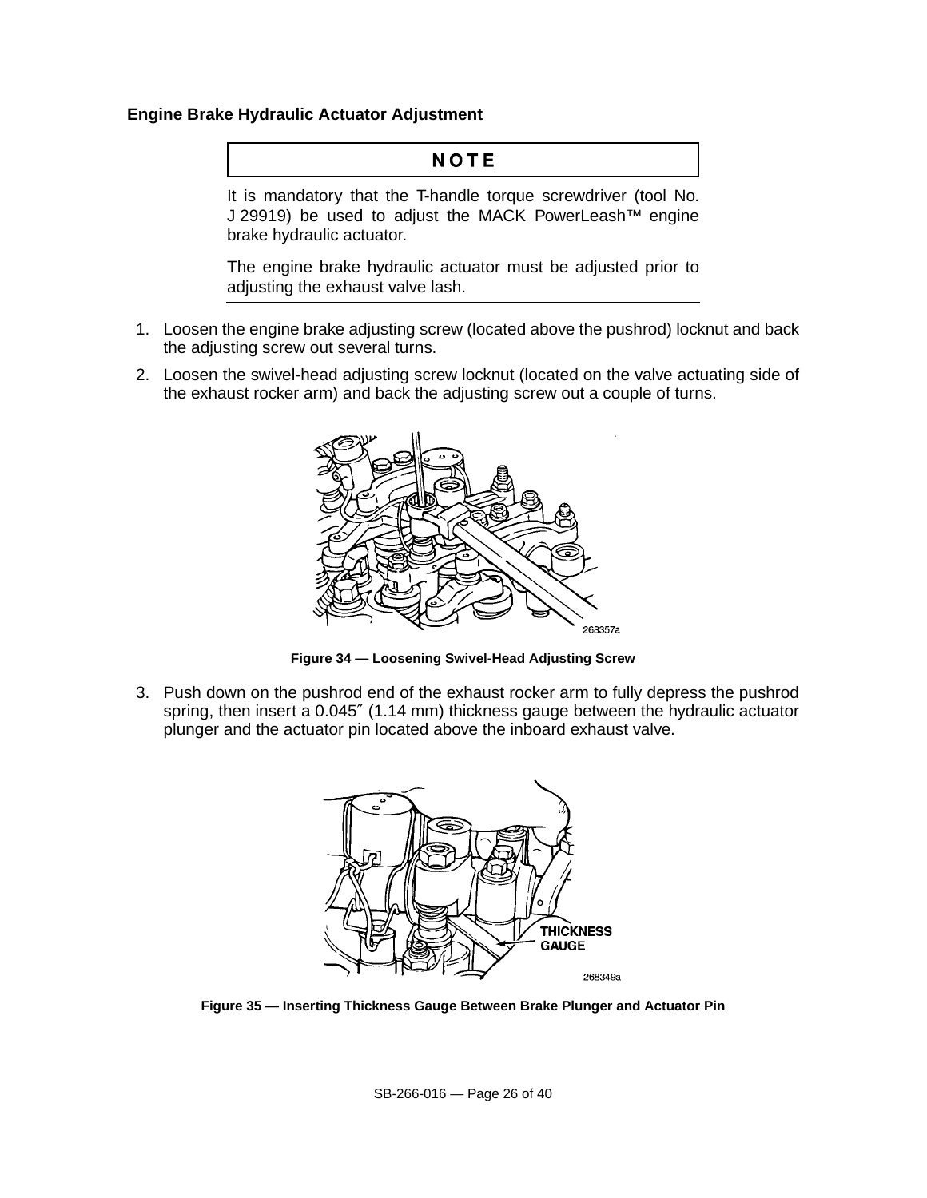### Engine Brake Hydraulic Actuator Adjustment

**NOTE**

It is mandatory that the T-handle torque screwdriver (tool No. J 29919) be used to adjust the MACK PowerLeash™ engine brake hydraulic actuator.

The engine brake hydraulic actuator must be adjusted prior to adjusting the exhaust valve lash.

1. Loosen the engine brake adjusting screw (located above the pushrod) locknut and back the adjusting screw out several turns.
2. Loosen the swivel-head adjusting screw locknut (located on the valve actuating side of the exhaust rocker arm) and back the adjusting screw out a couple of turns.

**Figure 34 — Loosening Swivel-Head Adjusting Screw**

3. Push down on the pushrod end of the exhaust rocker arm to fully depress the pushrod spring, then insert a 0.045″ (1.14 mm) thickness gauge between the hydraulic actuator plunger and the actuator pin located above the inboard exhaust valve.

**Figure 35 — Inserting Thickness Gauge Between Brake Plunger and Actuator Pin**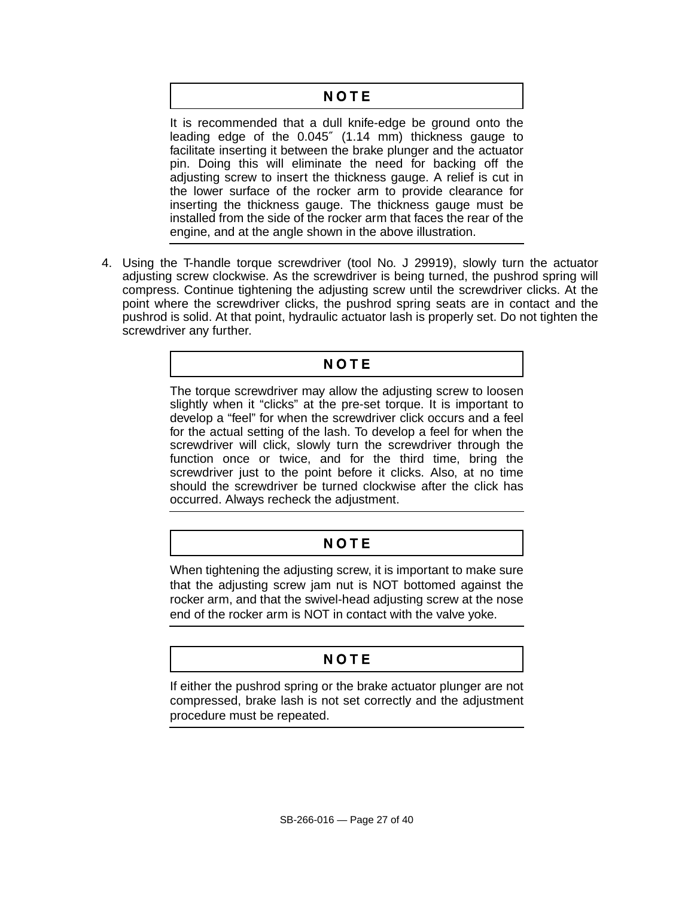**NOTE**

It is recommended that a dull knife-edge be ground onto the leading edge of the 0.045″ (1.14 mm) thickness gauge to facilitate inserting it between the brake plunger and the actuator pin. Doing this will eliminate the need for backing off the adjusting screw to insert the thickness gauge. A relief is cut in the lower surface of the rocker arm to provide clearance for inserting the thickness gauge. The thickness gauge must be installed from the side of the rocker arm that faces the rear of the engine, and at the angle shown in the above illustration.

4. Using the T-handle torque screwdriver (tool No. J 29919), slowly turn the actuator adjusting screw clockwise. As the screwdriver is being turned, the pushrod spring will compress. Continue tightening the adjusting screw until the screwdriver clicks. At the point where the screwdriver clicks, the pushrod spring seats are in contact and the pushrod is solid. At that point, hydraulic actuator lash is properly set. Do not tighten the screwdriver any further.

**NOTE**

The torque screwdriver may allow the adjusting screw to loosen slightly when it “clicks” at the pre-set torque. It is important to develop a “feel” for when the screwdriver click occurs and a feel for the actual setting of the lash. To develop a feel for when the screwdriver will click, slowly turn the screwdriver through the function once or twice, and for the third time, bring the screwdriver just to the point before it clicks. Also, at no time should the screwdriver be turned clockwise after the click has occurred. Always recheck the adjustment.

**NOTE**

When tightening the adjusting screw, it is important to make sure that the adjusting screw jam nut is NOT bottomed against the rocker arm, and that the swivel-head adjusting screw at the nose end of the rocker arm is NOT in contact with the valve yoke.

**NOTE**

If either the pushrod spring or the brake actuator plunger are not compressed, brake lash is not set correctly and the adjustment procedure must be repeated.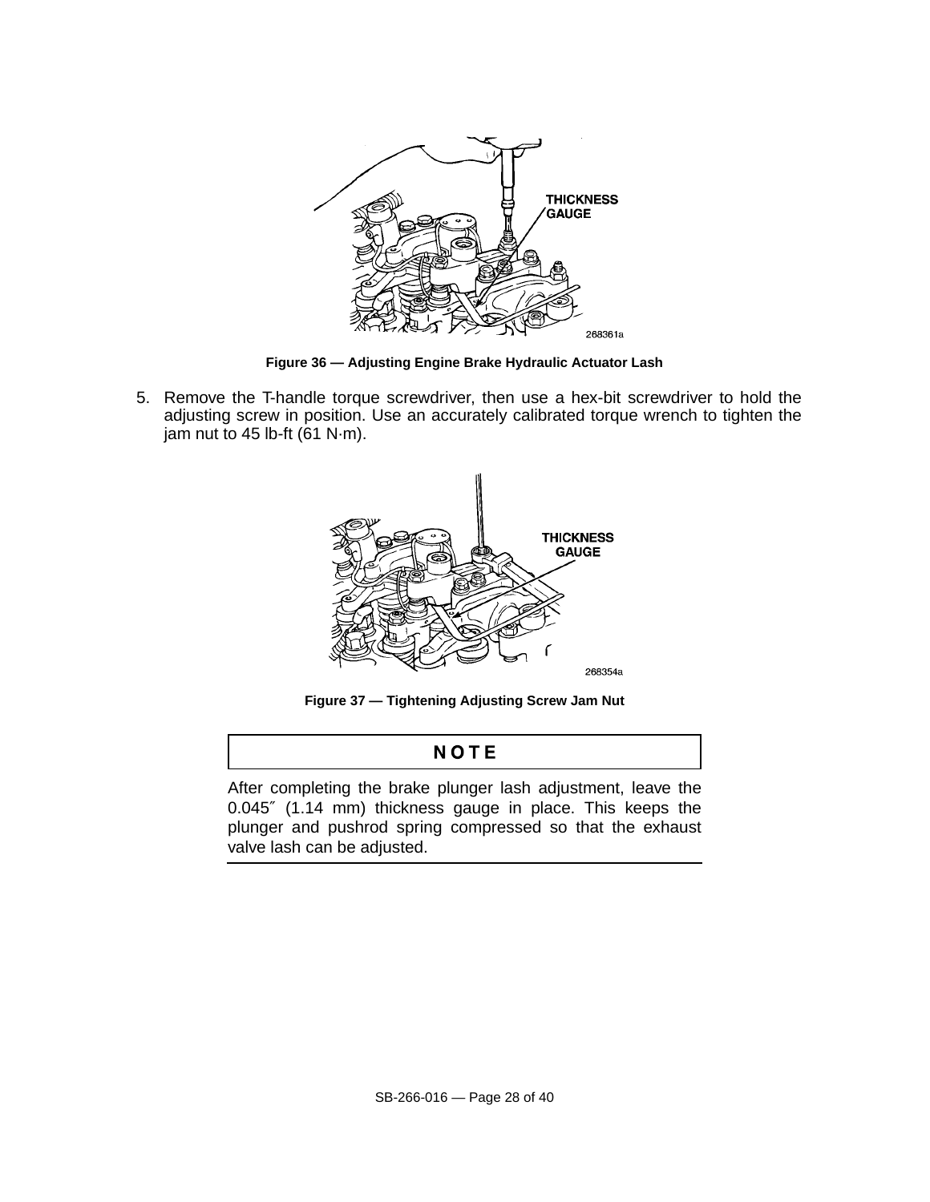Figure 36 — Adjusting Engine Brake Hydraulic Actuator Lash

5. Remove the T-handle torque screwdriver, then use a hex-bit screwdriver to hold the adjusting screw in position. Use an accurately calibrated torque wrench to tighten the jam nut to 45 lb-ft (61 N·m).

Figure 37 — Tightening Adjusting Screw Jam Nut

**NOTE**

After completing the brake plunger lash adjustment, leave the 0.045″ (1.14 mm) thickness gauge in place. This keeps the plunger and pushrod spring compressed so that the exhaust valve lash can be adjusted.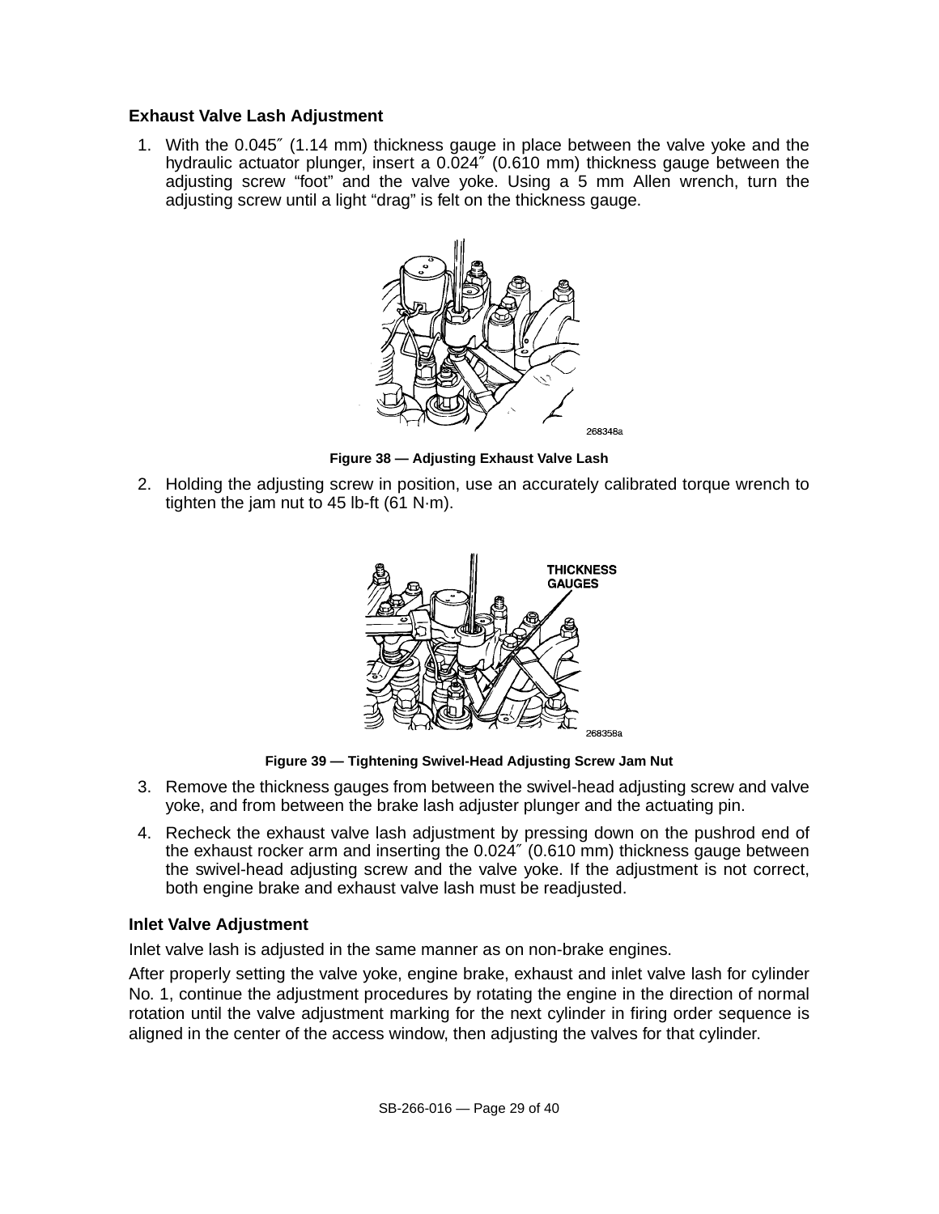### Exhaust Valve Lash Adjustment

1. With the 0.045″ (1.14 mm) thickness gauge in place between the valve yoke and the hydraulic actuator plunger, insert a 0.024″ (0.610 mm) thickness gauge between the adjusting screw “foot” and the valve yoke. Using a 5 mm Allen wrench, turn the adjusting screw until a light “drag” is felt on the thickness gauge.

**Figure 38 — Adjusting Exhaust Valve Lash**

2. Holding the adjusting screw in position, use an accurately calibrated torque wrench to tighten the jam nut to 45 lb-ft (61 N·m).

**Figure 39 — Tightening Swivel-Head Adjusting Screw Jam Nut**

3. Remove the thickness gauges from between the swivel-head adjusting screw and valve yoke, and from between the brake lash adjuster plunger and the actuating pin.
4. Recheck the exhaust valve lash adjustment by pressing down on the pushrod end of the exhaust rocker arm and inserting the 0.024″ (0.610 mm) thickness gauge between the swivel-head adjusting screw and the valve yoke. If the adjustment is not correct, both engine brake and exhaust valve lash must be readjusted.

### Inlet Valve Adjustment

Inlet valve lash is adjusted in the same manner as on non-brake engines.

After properly setting the valve yoke, engine brake, exhaust and inlet valve lash for cylinder No. 1, continue the adjustment procedures by rotating the engine in the direction of normal rotation until the valve adjustment marking for the next cylinder in firing order sequence is aligned in the center of the access window, then adjusting the valves for that cylinder.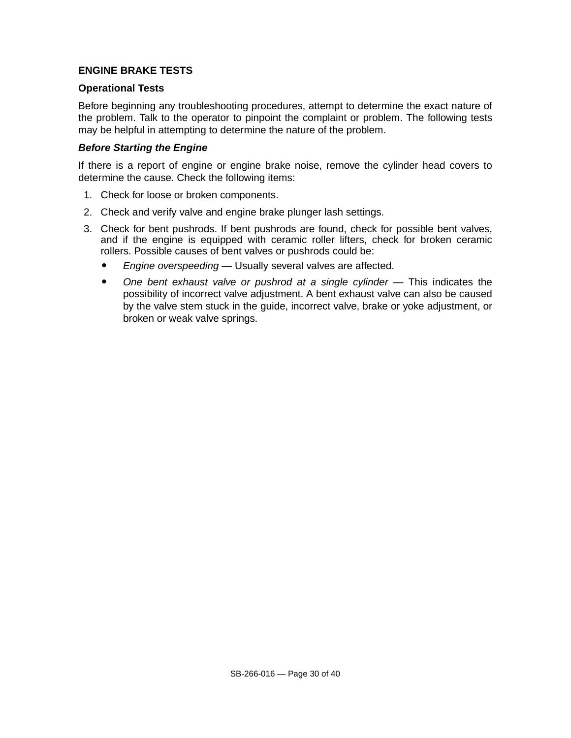## ENGINE BRAKE TESTS

### Operational Tests

Before beginning any troubleshooting procedures, attempt to determine the exact nature of the problem. Talk to the operator to pinpoint the complaint or problem. The following tests may be helpful in attempting to determine the nature of the problem.

#### *Before Starting the Engine*

If there is a report of engine or engine brake noise, remove the cylinder head covers to determine the cause. Check the following items:

1. Check for loose or broken components.
2. Check and verify valve and engine brake plunger lash settings.
3. Check for bent pushrods. If bent pushrods are found, check for possible bent valves, and if the engine is equipped with ceramic roller lifters, check for broken ceramic rollers. Possible causes of bent valves or pushrods could be:
   - *Engine overspeeding* — Usually several valves are affected.
   - *One bent exhaust valve or pushrod at a single cylinder* — This indicates the possibility of incorrect valve adjustment. A bent exhaust valve can also be caused by the valve stem stuck in the guide, incorrect valve, brake or yoke adjustment, or broken or weak valve springs.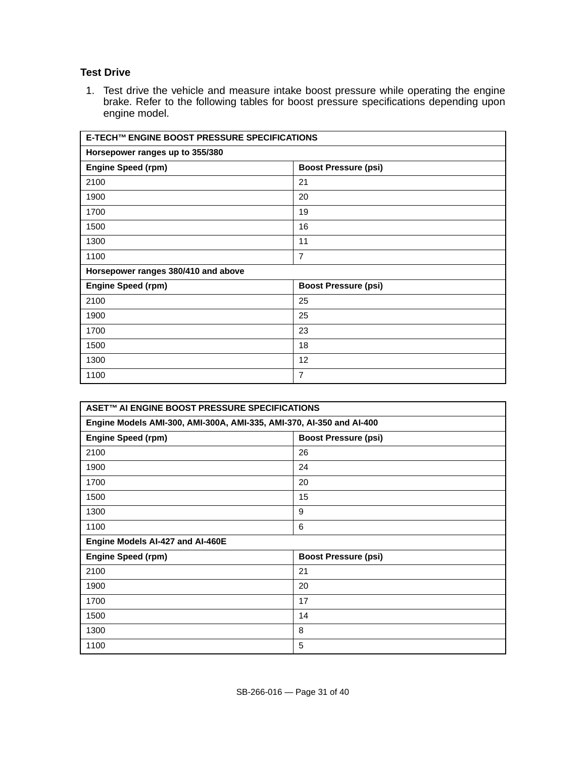### Test Drive

1. Test drive the vehicle and measure intake boost pressure while operating the engine brake. Refer to the following tables for boost pressure specifications depending upon engine model.

| E-TECH™ ENGINE BOOST PRESSURE SPECIFICATIONS | |
|---|---|
| **Horsepower ranges up to 355/380** | |
| **Engine Speed (rpm)** | **Boost Pressure (psi)** |
| 2100 | 21 |
| 1900 | 20 |
| 1700 | 19 |
| 1500 | 16 |
| 1300 | 11 |
| 1100 | 7 |
| **Horsepower ranges 380/410 and above** | |
| **Engine Speed (rpm)** | **Boost Pressure (psi)** |
| 2100 | 25 |
| 1900 | 25 |
| 1700 | 23 |
| 1500 | 18 |
| 1300 | 12 |
| 1100 | 7 |

| ASET™ AI ENGINE BOOST PRESSURE SPECIFICATIONS | |
|---|---|
| **Engine Models AMI-300, AMI-300A, AMI-335, AMI-370, AI-350 and AI-400** | |
| **Engine Speed (rpm)** | **Boost Pressure (psi)** |
| 2100 | 26 |
| 1900 | 24 |
| 1700 | 20 |
| 1500 | 15 |
| 1300 | 9 |
| 1100 | 6 |
| **Engine Models AI-427 and AI-460E** | |
| **Engine Speed (rpm)** | **Boost Pressure (psi)** |
| 2100 | 21 |
| 1900 | 20 |
| 1700 | 17 |
| 1500 | 14 |
| 1300 | 8 |
| 1100 | 5 |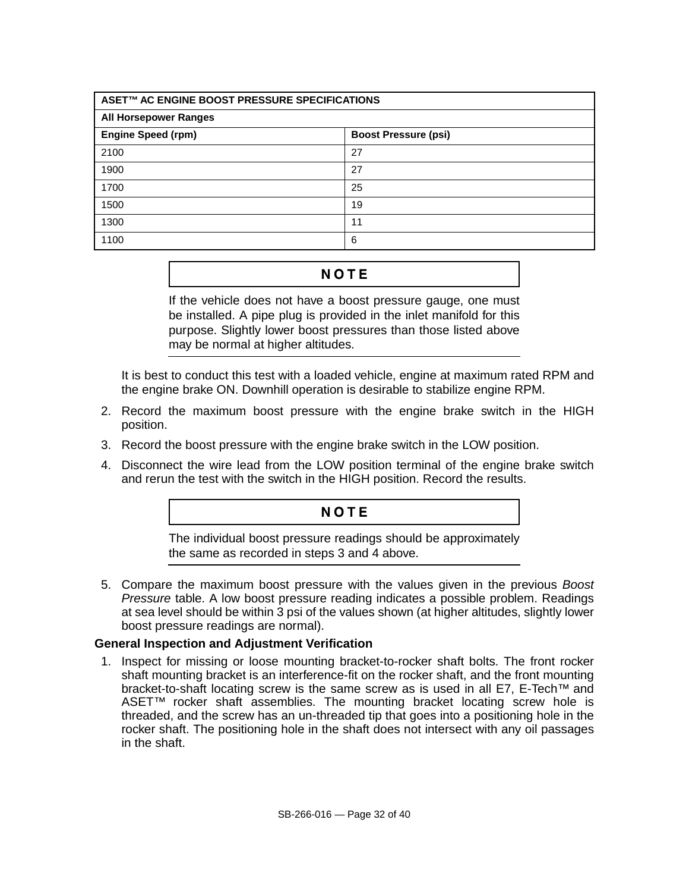| ASET™ AC ENGINE BOOST PRESSURE SPECIFICATIONS | |
|---|---|
| **All Horsepower Ranges** | |
| **Engine Speed (rpm)** | **Boost Pressure (psi)** |
| 2100 | 27 |
| 1900 | 27 |
| 1700 | 25 |
| 1500 | 19 |
| 1300 | 11 |
| 1100 | 6 |

**NOTE**

If the vehicle does not have a boost pressure gauge, one must be installed. A pipe plug is provided in the inlet manifold for this purpose. Slightly lower boost pressures than those listed above may be normal at higher altitudes.

It is best to conduct this test with a loaded vehicle, engine at maximum rated RPM and the engine brake ON. Downhill operation is desirable to stabilize engine RPM.

2. Record the maximum boost pressure with the engine brake switch in the HIGH position.
3. Record the boost pressure with the engine brake switch in the LOW position.
4. Disconnect the wire lead from the LOW position terminal of the engine brake switch and rerun the test with the switch in the HIGH position. Record the results.

**NOTE**

The individual boost pressure readings should be approximately the same as recorded in steps 3 and 4 above.

5. Compare the maximum boost pressure with the values given in the previous *Boost Pressure* table. A low boost pressure reading indicates a possible problem. Readings at sea level should be within 3 psi of the values shown (at higher altitudes, slightly lower boost pressure readings are normal).

### General Inspection and Adjustment Verification

1. Inspect for missing or loose mounting bracket-to-rocker shaft bolts. The front rocker shaft mounting bracket is an interference-fit on the rocker shaft, and the front mounting bracket-to-shaft locating screw is the same screw as is used in all E7, E-Tech™ and ASET™ rocker shaft assemblies. The mounting bracket locating screw hole is threaded, and the screw has an un-threaded tip that goes into a positioning hole in the rocker shaft. The positioning hole in the shaft does not intersect with any oil passages in the shaft.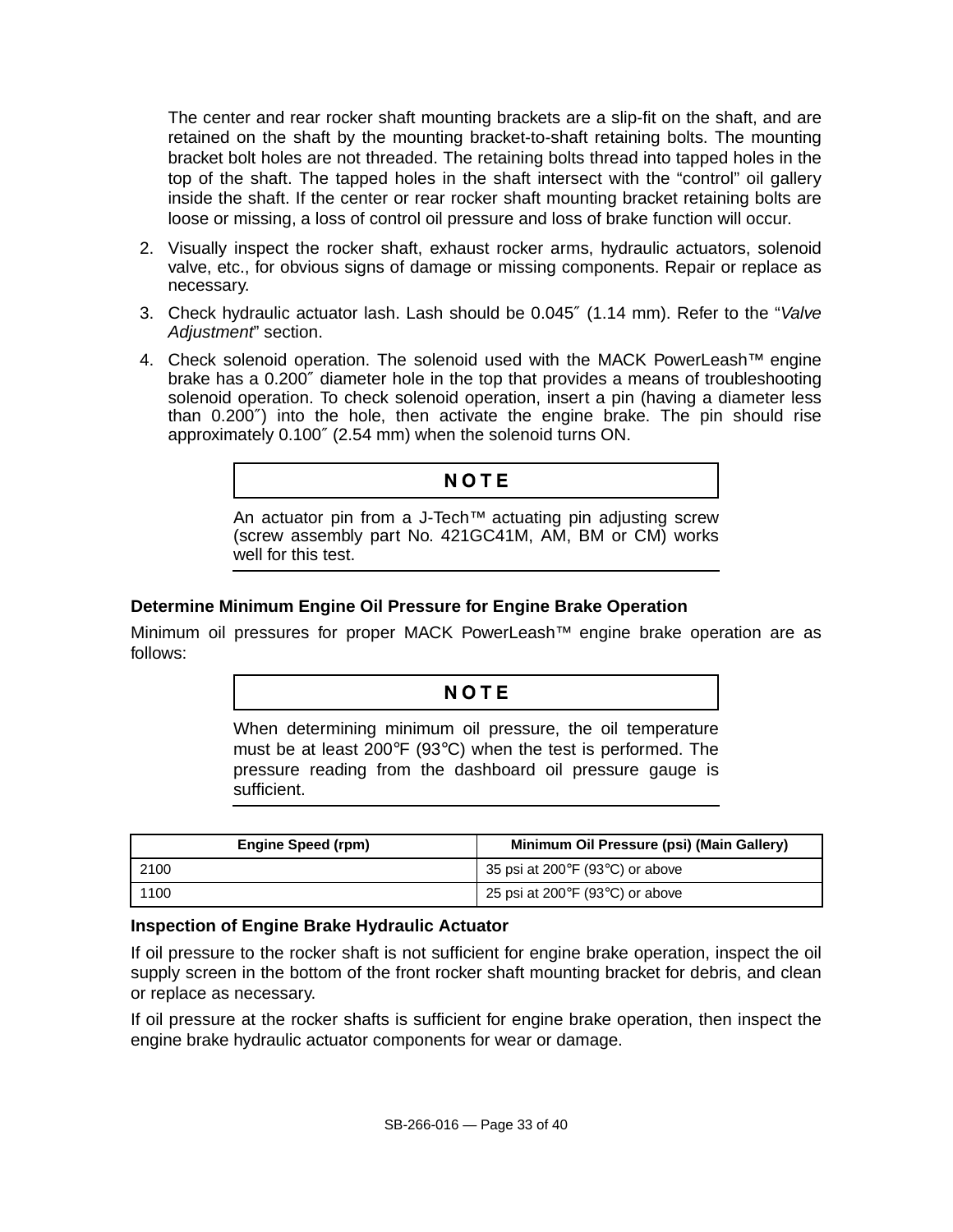The center and rear rocker shaft mounting brackets are a slip-fit on the shaft, and are retained on the shaft by the mounting bracket-to-shaft retaining bolts. The mounting bracket bolt holes are not threaded. The retaining bolts thread into tapped holes in the top of the shaft. The tapped holes in the shaft intersect with the “control” oil gallery inside the shaft. If the center or rear rocker shaft mounting bracket retaining bolts are loose or missing, a loss of control oil pressure and loss of brake function will occur.

2. Visually inspect the rocker shaft, exhaust rocker arms, hydraulic actuators, solenoid valve, etc., for obvious signs of damage or missing components. Repair or replace as necessary.
3. Check hydraulic actuator lash. Lash should be 0.045″ (1.14 mm). Refer to the “*Valve Adjustment*” section.
4. Check solenoid operation. The solenoid used with the MACK PowerLeash™ engine brake has a 0.200″ diameter hole in the top that provides a means of troubleshooting solenoid operation. To check solenoid operation, insert a pin (having a diameter less than 0.200″) into the hole, then activate the engine brake. The pin should rise approximately 0.100″ (2.54 mm) when the solenoid turns ON.

**NOTE**

An actuator pin from a J-Tech™ actuating pin adjusting screw (screw assembly part No. 421GC41M, AM, BM or CM) works well for this test.

### Determine Minimum Engine Oil Pressure for Engine Brake Operation

Minimum oil pressures for proper MACK PowerLeash™ engine brake operation are as follows:

**NOTE**

When determining minimum oil pressure, the oil temperature must be at least 200°F (93°C) when the test is performed. The pressure reading from the dashboard oil pressure gauge is sufficient.

| Engine Speed (rpm) | Minimum Oil Pressure (psi) (Main Gallery) |
|---|---|
| 2100 | 35 psi at 200°F (93°C) or above |
| 1100 | 25 psi at 200°F (93°C) or above |

### Inspection of Engine Brake Hydraulic Actuator

If oil pressure to the rocker shaft is not sufficient for engine brake operation, inspect the oil supply screen in the bottom of the front rocker shaft mounting bracket for debris, and clean or replace as necessary.

If oil pressure at the rocker shafts is sufficient for engine brake operation, then inspect the engine brake hydraulic actuator components for wear or damage.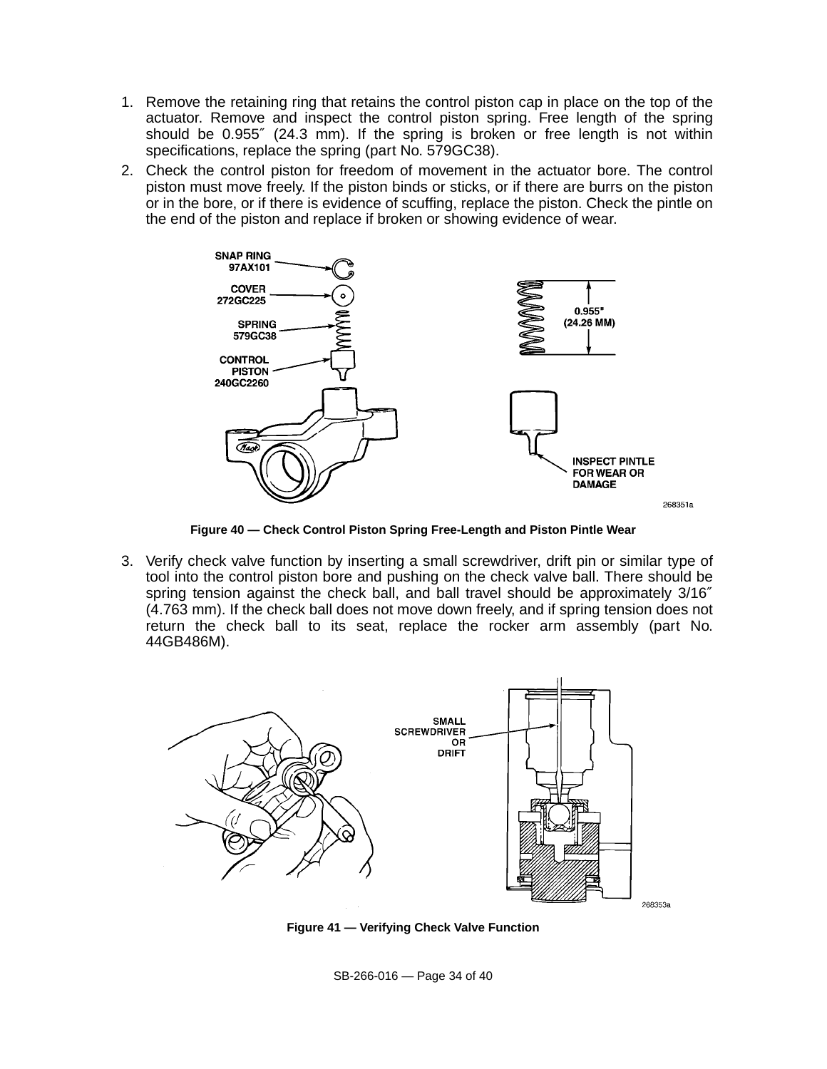1. Remove the retaining ring that retains the control piston cap in place on the top of the actuator. Remove and inspect the control piston spring. Free length of the spring should be 0.955″ (24.3 mm). If the spring is broken or free length is not within specifications, replace the spring (part No. 579GC38).
2. Check the control piston for freedom of movement in the actuator bore. The control piston must move freely. If the piston binds or sticks, or if there are burrs on the piston or in the bore, or if there is evidence of scuffing, replace the piston. Check the pintle on the end of the piston and replace if broken or showing evidence of wear.

**Figure 40 — Check Control Piston Spring Free-Length and Piston Pintle Wear**

3. Verify check valve function by inserting a small screwdriver, drift pin or similar type of tool into the control piston bore and pushing on the check valve ball. There should be spring tension against the check ball, and ball travel should be approximately 3/16″ (4.763 mm). If the check ball does not move down freely, and if spring tension does not return the check ball to its seat, replace the rocker arm assembly (part No. 44GB486M).

**Figure 41 — Verifying Check Valve Function**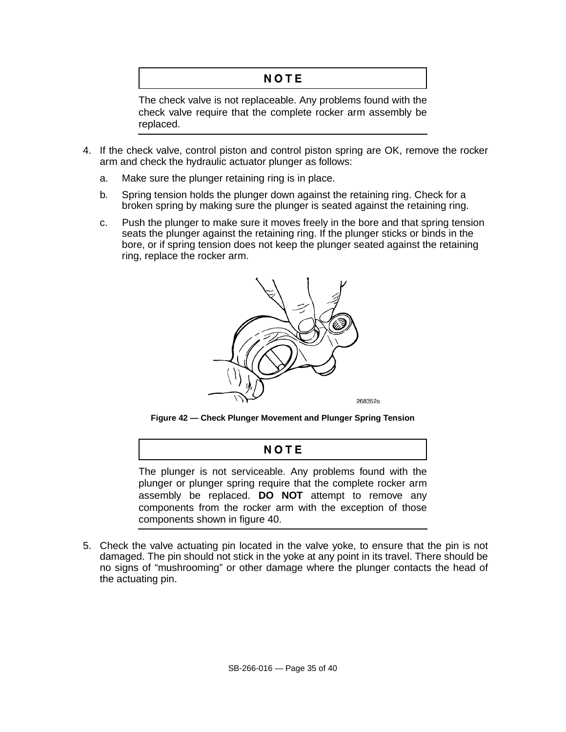**NOTE**

The check valve is not replaceable. Any problems found with the check valve require that the complete rocker arm assembly be replaced.

4. If the check valve, control piston and control piston spring are OK, remove the rocker arm and check the hydraulic actuator plunger as follows:
   a. Make sure the plunger retaining ring is in place.
   b. Spring tension holds the plunger down against the retaining ring. Check for a broken spring by making sure the plunger is seated against the retaining ring.
   c. Push the plunger to make sure it moves freely in the bore and that spring tension seats the plunger against the retaining ring. If the plunger sticks or binds in the bore, or if spring tension does not keep the plunger seated against the retaining ring, replace the rocker arm.

268352a

**Figure 42 — Check Plunger Movement and Plunger Spring Tension**

**NOTE**

The plunger is not serviceable. Any problems found with the plunger or plunger spring require that the complete rocker arm assembly be replaced. **DO NOT** attempt to remove any components from the rocker arm with the exception of those components shown in figure 40.

5. Check the valve actuating pin located in the valve yoke, to ensure that the pin is not damaged. The pin should not stick in the yoke at any point in its travel. There should be no signs of “mushrooming” or other damage where the plunger contacts the head of the actuating pin.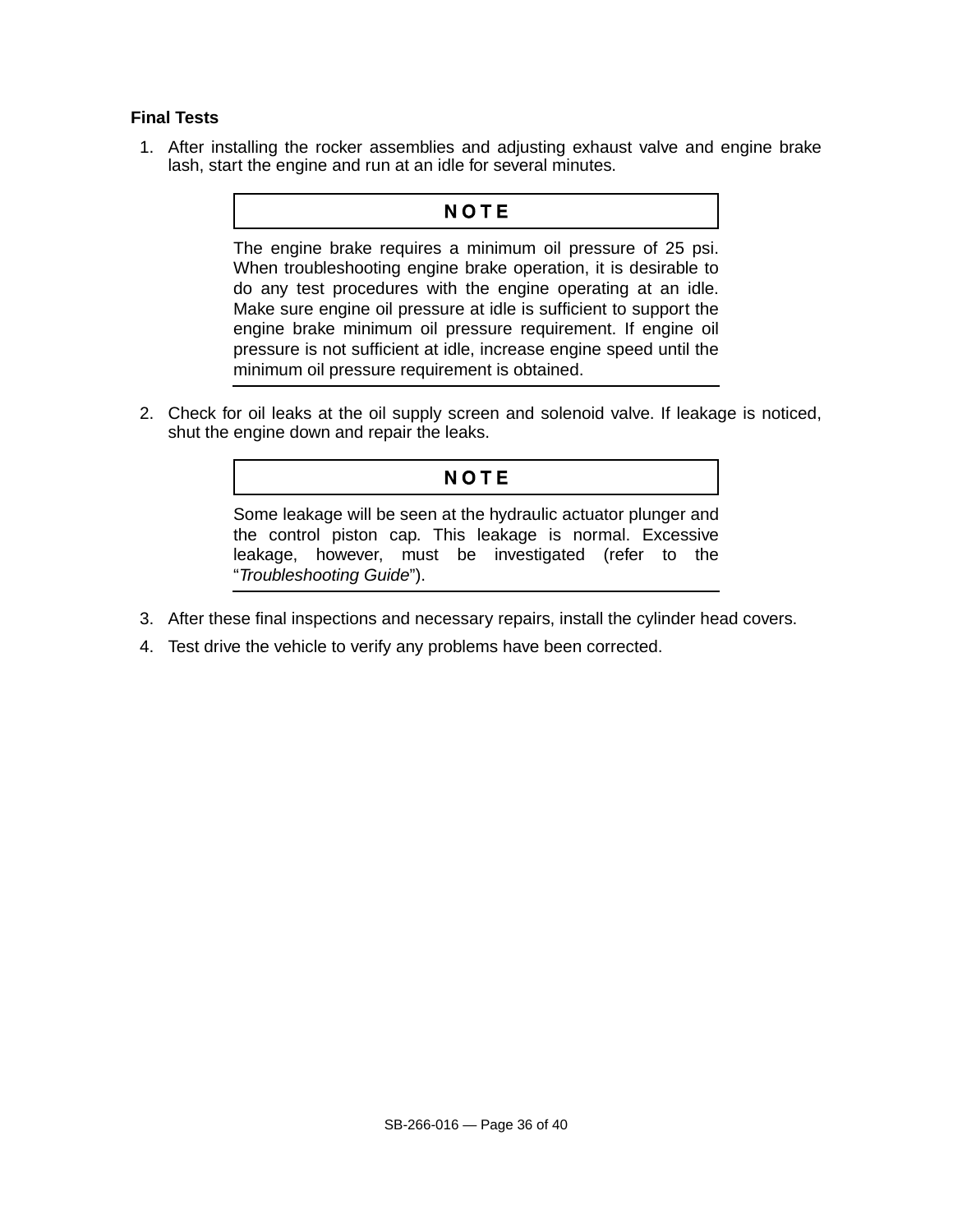### Final Tests

1. After installing the rocker assemblies and adjusting exhaust valve and engine brake lash, start the engine and run at an idle for several minutes.

> **NOTE**
>
> The engine brake requires a minimum oil pressure of 25 psi. When troubleshooting engine brake operation, it is desirable to do any test procedures with the engine operating at an idle. Make sure engine oil pressure at idle is sufficient to support the engine brake minimum oil pressure requirement. If engine oil pressure is not sufficient at idle, increase engine speed until the minimum oil pressure requirement is obtained.

2. Check for oil leaks at the oil supply screen and solenoid valve. If leakage is noticed, shut the engine down and repair the leaks.

> **NOTE**
>
> Some leakage will be seen at the hydraulic actuator plunger and the control piston cap. This leakage is normal. Excessive leakage, however, must be investigated (refer to the "*Troubleshooting Guide*").

3. After these final inspections and necessary repairs, install the cylinder head covers.
4. Test drive the vehicle to verify any problems have been corrected.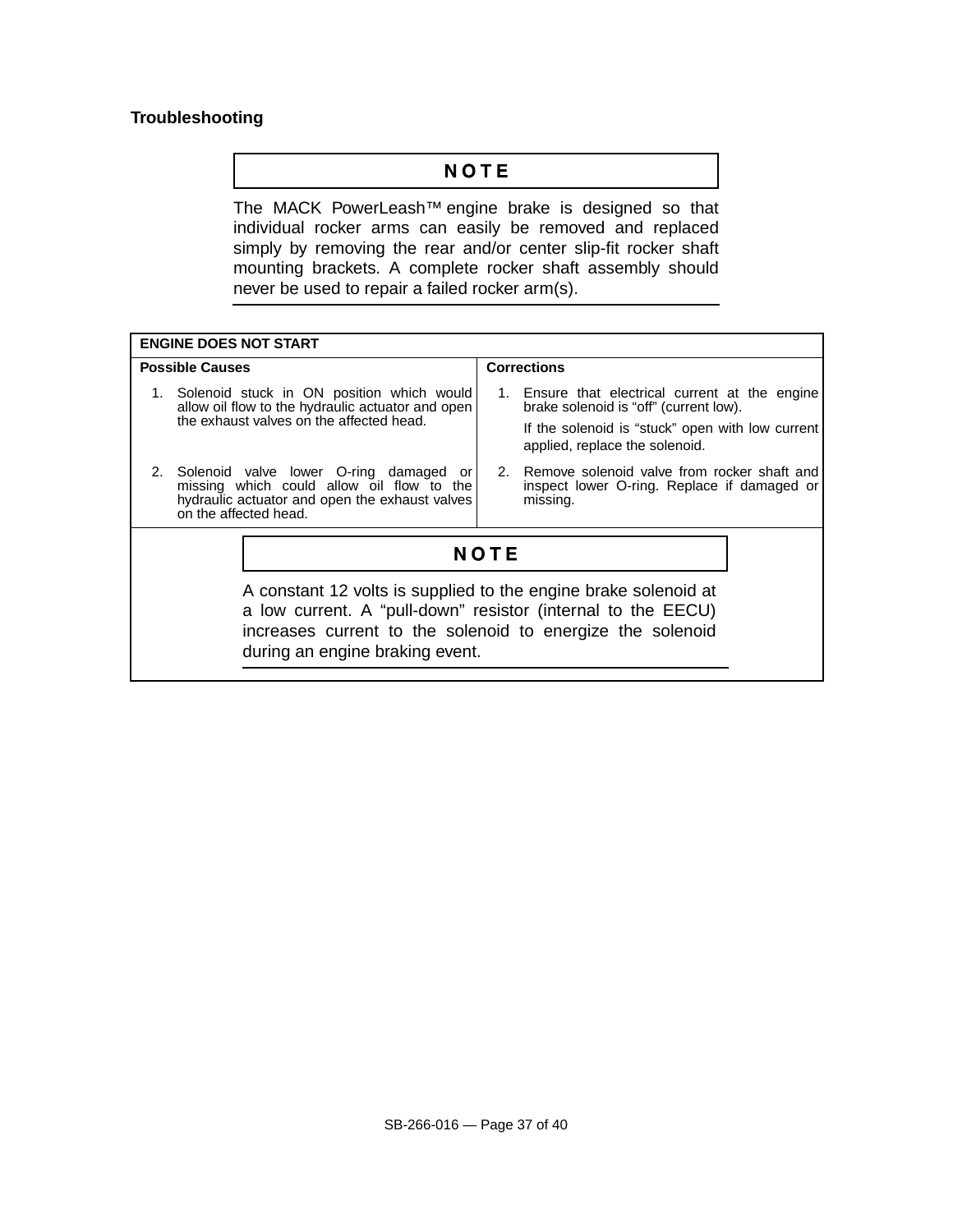## Troubleshooting

**NOTE**

The MACK PowerLeash™ engine brake is designed so that individual rocker arms can easily be removed and replaced simply by removing the rear and/or center slip-fit rocker shaft mounting brackets. A complete rocker shaft assembly should never be used to repair a failed rocker arm(s).

| ENGINE DOES NOT START | |
|---|---|
| **Possible Causes** | **Corrections** |
| 1. Solenoid stuck in ON position which would allow oil flow to the hydraulic actuator and open the exhaust valves on the affected head. | 1. Ensure that electrical current at the engine brake solenoid is "off" (current low).<br><br>If the solenoid is "stuck" open with low current applied, replace the solenoid. |
| 2. Solenoid valve lower O-ring damaged or missing which could allow oil flow to the hydraulic actuator and open the exhaust valves on the affected head. | 2. Remove solenoid valve from rocker shaft and inspect lower O-ring. Replace if damaged or missing. |

**NOTE**

A constant 12 volts is supplied to the engine brake solenoid at a low current. A "pull-down" resistor (internal to the EECU) increases current to the solenoid to energize the solenoid during an engine braking event.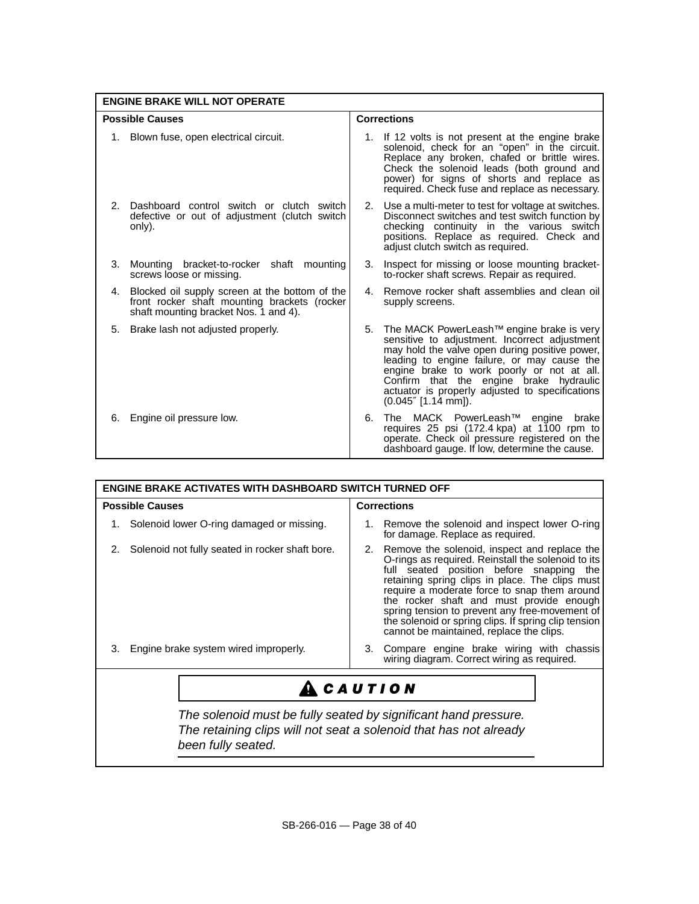| ENGINE BRAKE WILL NOT OPERATE | |
|---|---|
| **Possible Causes** | **Corrections** |
| 1. Blown fuse, open electrical circuit. | 1. If 12 volts is not present at the engine brake solenoid, check for an "open" in the circuit. Replace any broken, chafed or brittle wires. Check the solenoid leads (both ground and power) for signs of shorts and replace as required. Check fuse and replace as necessary. |
| 2. Dashboard control switch or clutch switch defective or out of adjustment (clutch switch only). | 2. Use a multi-meter to test for voltage at switches. Disconnect switches and test switch function by checking continuity in the various switch positions. Replace as required. Check and adjust clutch switch as required. |
| 3. Mounting bracket-to-rocker shaft mounting screws loose or missing. | 3. Inspect for missing or loose mounting bracket-to-rocker shaft screws. Repair as required. |
| 4. Blocked oil supply screen at the bottom of the front rocker shaft mounting brackets (rocker shaft mounting bracket Nos. 1 and 4). | 4. Remove rocker shaft assemblies and clean oil supply screens. |
| 5. Brake lash not adjusted properly. | 5. The MACK PowerLeash™ engine brake is very sensitive to adjustment. Incorrect adjustment may hold the valve open during positive power, leading to engine failure, or may cause the engine brake to work poorly or not at all. Confirm that the engine brake hydraulic actuator is properly adjusted to specifications (0.045″ [1.14 mm]). |
| 6. Engine oil pressure low. | 6. The MACK PowerLeash™ engine brake requires 25 psi (172.4 kpa) at 1100 rpm to operate. Check oil pressure registered on the dashboard gauge. If low, determine the cause. |

| ENGINE BRAKE ACTIVATES WITH DASHBOARD SWITCH TURNED OFF | |
|---|---|
| **Possible Causes** | **Corrections** |
| 1. Solenoid lower O-ring damaged or missing. | 1. Remove the solenoid and inspect lower O-ring for damage. Replace as required. |
| 2. Solenoid not fully seated in rocker shaft bore. | 2. Remove the solenoid, inspect and replace the O-rings as required. Reinstall the solenoid to its full seated position before snapping the retaining spring clips in place. The clips must require a moderate force to snap them around the rocker shaft and must provide enough spring tension to prevent any free-movement of the solenoid or spring clips. If spring clip tension cannot be maintained, replace the clips. |
| 3. Engine brake system wired improperly. | 3. Compare engine brake wiring with chassis wiring diagram. Correct wiring as required. |

**CAUTION**

*The solenoid must be fully seated by significant hand pressure. The retaining clips will not seat a solenoid that has not already been fully seated.*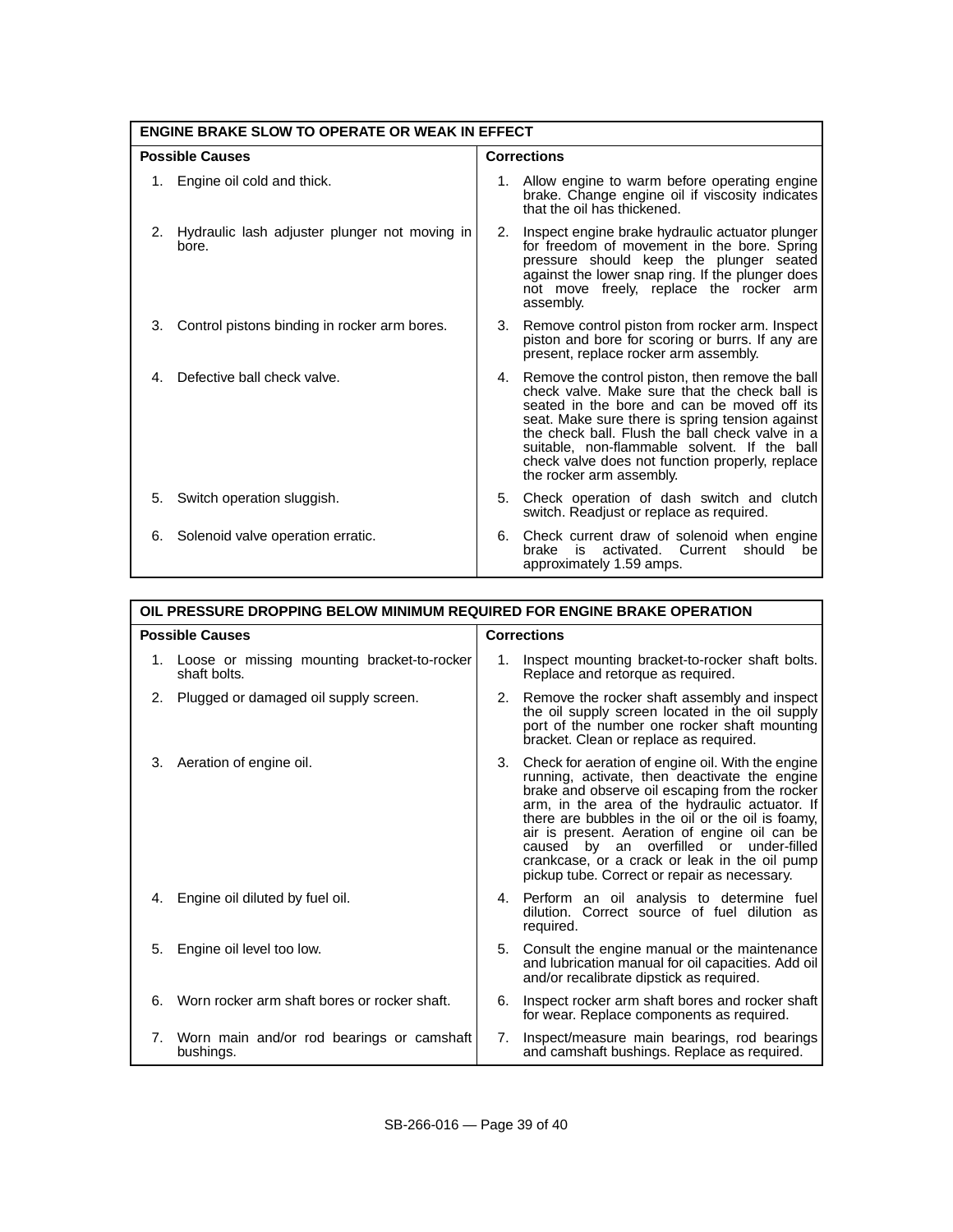| ENGINE BRAKE SLOW TO OPERATE OR WEAK IN EFFECT | |
|---|---|
| **Possible Causes** | **Corrections** |
| 1. Engine oil cold and thick. | 1. Allow engine to warm before operating engine brake. Change engine oil if viscosity indicates that the oil has thickened. |
| 2. Hydraulic lash adjuster plunger not moving in bore. | 2. Inspect engine brake hydraulic actuator plunger for freedom of movement in the bore. Spring pressure should keep the plunger seated against the lower snap ring. If the plunger does not move freely, replace the rocker arm assembly. |
| 3. Control pistons binding in rocker arm bores. | 3. Remove control piston from rocker arm. Inspect piston and bore for scoring or burrs. If any are present, replace rocker arm assembly. |
| 4. Defective ball check valve. | 4. Remove the control piston, then remove the ball check valve. Make sure that the check ball is seated in the bore and can be moved off its seat. Make sure there is spring tension against the check ball. Flush the ball check valve in a suitable, non-flammable solvent. If the ball check valve does not function properly, replace the rocker arm assembly. |
| 5. Switch operation sluggish. | 5. Check operation of dash switch and clutch switch. Readjust or replace as required. |
| 6. Solenoid valve operation erratic. | 6. Check current draw of solenoid when engine brake is activated. Current should be approximately 1.59 amps. |

| OIL PRESSURE DROPPING BELOW MINIMUM REQUIRED FOR ENGINE BRAKE OPERATION | |
|---|---|
| **Possible Causes** | **Corrections** |
| 1. Loose or missing mounting bracket-to-rocker shaft bolts. | 1. Inspect mounting bracket-to-rocker shaft bolts. Replace and retorque as required. |
| 2. Plugged or damaged oil supply screen. | 2. Remove the rocker shaft assembly and inspect the oil supply screen located in the oil supply port of the number one rocker shaft mounting bracket. Clean or replace as required. |
| 3. Aeration of engine oil. | 3. Check for aeration of engine oil. With the engine running, activate, then deactivate the engine brake and observe oil escaping from the rocker arm, in the area of the hydraulic actuator. If there are bubbles in the oil or the oil is foamy, air is present. Aeration of engine oil can be caused by an overfilled or under-filled crankcase, or a crack or leak in the oil pump pickup tube. Correct or repair as necessary. |
| 4. Engine oil diluted by fuel oil. | 4. Perform an oil analysis to determine fuel dilution. Correct source of fuel dilution as required. |
| 5. Engine oil level too low. | 5. Consult the engine manual or the maintenance and lubrication manual for oil capacities. Add oil and/or recalibrate dipstick as required. |
| 6. Worn rocker arm shaft bores or rocker shaft. | 6. Inspect rocker arm shaft bores and rocker shaft for wear. Replace components as required. |
| 7. Worn main and/or rod bearings or camshaft bushings. | 7. Inspect/measure main bearings, rod bearings and camshaft bushings. Replace as required. |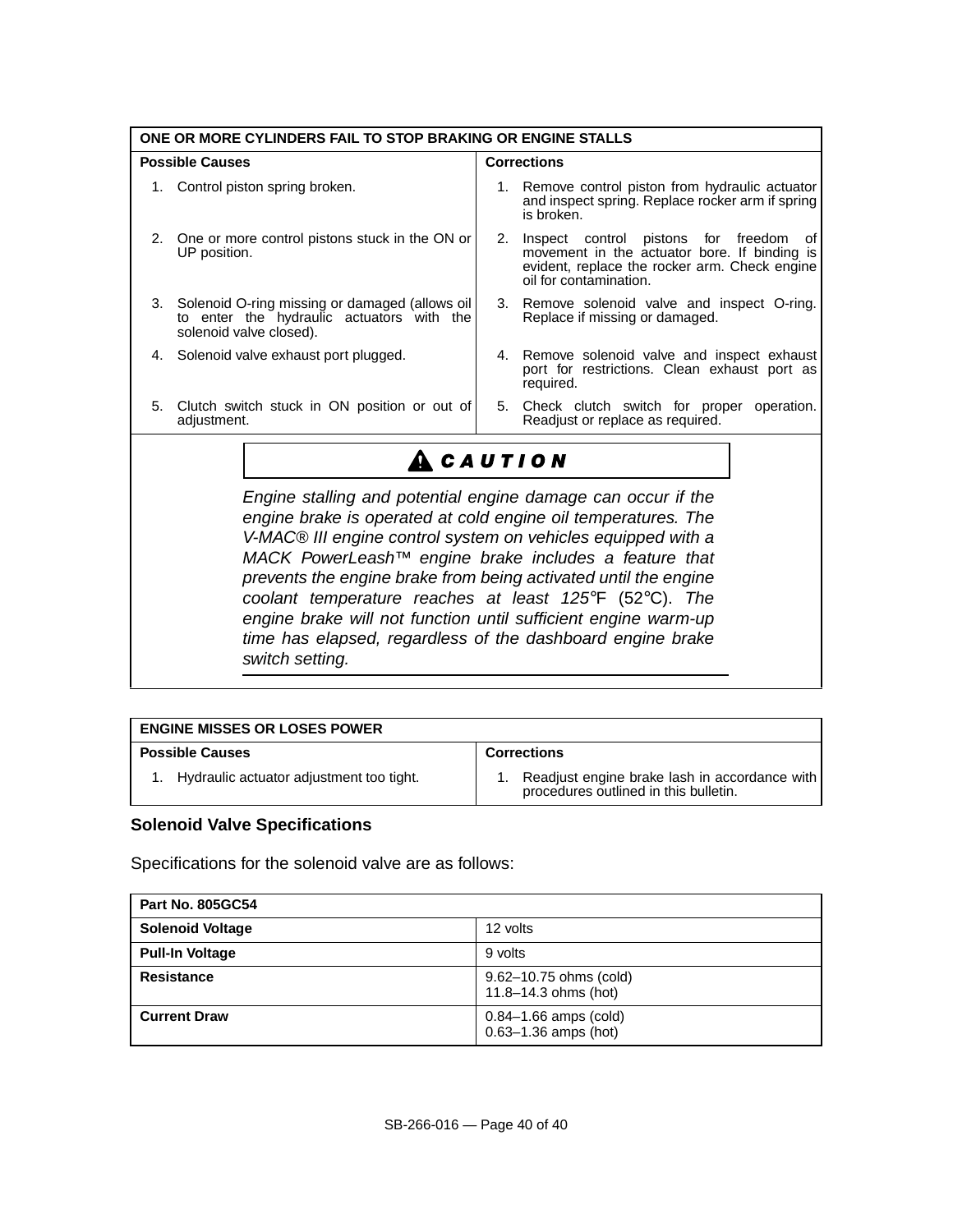| ONE OR MORE CYLINDERS FAIL TO STOP BRAKING OR ENGINE STALLS | |
|---|---|
| **Possible Causes** | **Corrections** |
| 1. Control piston spring broken. | 1. Remove control piston from hydraulic actuator and inspect spring. Replace rocker arm if spring is broken. |
| 2. One or more control pistons stuck in the ON or UP position. | 2. Inspect control pistons for freedom of movement in the actuator bore. If binding is evident, replace the rocker arm. Check engine oil for contamination. |
| 3. Solenoid O-ring missing or damaged (allows oil to enter the hydraulic actuators with the solenoid valve closed). | 3. Remove solenoid valve and inspect O-ring. Replace if missing or damaged. |
| 4. Solenoid valve exhaust port plugged. | 4. Remove solenoid valve and inspect exhaust port for restrictions. Clean exhaust port as required. |
| 5. Clutch switch stuck in ON position or out of adjustment. | 5. Check clutch switch for proper operation. Readjust or replace as required. |

**CAUTION**

*Engine stalling and potential engine damage can occur if the engine brake is operated at cold engine oil temperatures. The V-MAC® III engine control system on vehicles equipped with a MACK PowerLeash™ engine brake includes a feature that prevents the engine brake from being activated until the engine coolant temperature reaches at least 125°F (52°C). The engine brake will not function until sufficient engine warm-up time has elapsed, regardless of the dashboard engine brake switch setting.*

| ENGINE MISSES OR LOSES POWER | |
|---|---|
| **Possible Causes** | **Corrections** |
| 1. Hydraulic actuator adjustment too tight. | 1. Readjust engine brake lash in accordance with procedures outlined in this bulletin. |

## Solenoid Valve Specifications

Specifications for the solenoid valve are as follows:

| Part No. 805GC54 | |
|---|---|
| **Solenoid Voltage** | 12 volts |
| **Pull-In Voltage** | 9 volts |
| **Resistance** | 9.62–10.75 ohms (cold)<br>11.8–14.3 ohms (hot) |
| **Current Draw** | 0.84–1.66 amps (cold)<br>0.63–1.36 amps (hot) |